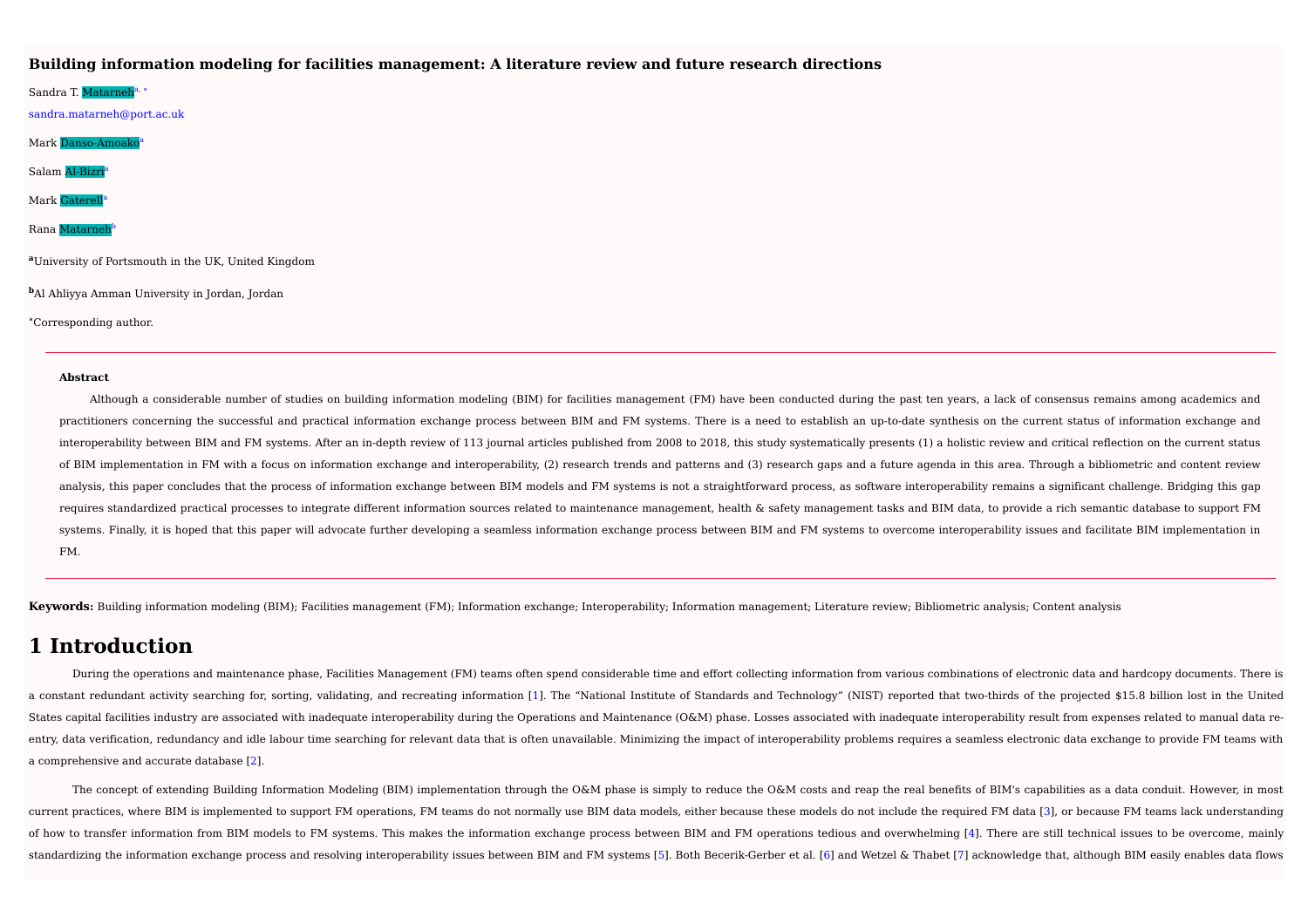# Building information modeling for facilities management: A literature review and future research directions

Sandra T. Matarneh[a, *]

sandra.matarneh@port.ac.uk

Mark Danso-Amoako[a]

Salam Al-Bizri[a]

Mark Gaterell[a]

Rana Matarneh[b]

[a]University of Portsmouth in the UK, United Kingdom

[b]Al Ahliyya Amman University in Jordan, Jordan

[*]Corresponding author.

---

**Abstract**

Although a considerable number of studies on building information modeling (BIM) for facilities management (FM) have been conducted during the past ten years, a lack of consensus remains among academics and practitioners concerning the successful and practical information exchange process between BIM and FM systems. There is a need to establish an up-to-date synthesis on the current status of information exchange and interoperability between BIM and FM systems. After an in-depth review of 113 journal articles published from 2008 to 2018, this study systematically presents (1) a holistic review and critical reflection on the current status of BIM implementation in FM with a focus on information exchange and interoperability, (2) research trends and patterns and (3) research gaps and a future agenda in this area. Through a bibliometric and content review analysis, this paper concludes that the process of information exchange between BIM models and FM systems is not a straightforward process, as software interoperability remains a significant challenge. Bridging this gap requires standardized practical processes to integrate different information sources related to maintenance management, health & safety management tasks and BIM data, to provide a rich semantic database to support FM systems. Finally, it is hoped that this paper will advocate further developing a seamless information exchange process between BIM and FM systems to overcome interoperability issues and facilitate BIM implementation in FM.

---

**Keywords:** Building information modeling (BIM); Facilities management (FM); Information exchange; Interoperability; Information management; Literature review; Bibliometric analysis; Content analysis

# 1 Introduction

During the operations and maintenance phase, Facilities Management (FM) teams often spend considerable time and effort collecting information from various combinations of electronic data and hardcopy documents. There is a constant redundant activity searching for, sorting, validating, and recreating information [1]. The "National Institute of Standards and Technology" (NIST) reported that two-thirds of the projected $15.8 billion lost in the United States capital facilities industry are associated with inadequate interoperability during the Operations and Maintenance (O&M) phase. Losses associated with inadequate interoperability result from expenses related to manual data re-entry, data verification, redundancy and idle labour time searching for relevant data that is often unavailable. Minimizing the impact of interoperability problems requires a seamless electronic data exchange to provide FM teams with a comprehensive and accurate database [2].

The concept of extending Building Information Modeling (BIM) implementation through the O&M phase is simply to reduce the O&M costs and reap the real benefits of BIM's capabilities as a data conduit. However, in most current practices, where BIM is implemented to support FM operations, FM teams do not normally use BIM data models, either because these models do not include the required FM data [3], or because FM teams lack understanding of how to transfer information from BIM models to FM systems. This makes the information exchange process between BIM and FM operations tedious and overwhelming [4]. There are still technical issues to be overcome, mainly standardizing the information exchange process and resolving interoperability issues between BIM and FM systems [5]. Both Becerik-Gerber et al. [6] and Wetzel & Thabet [7] acknowledge that, although BIM easily enables data flows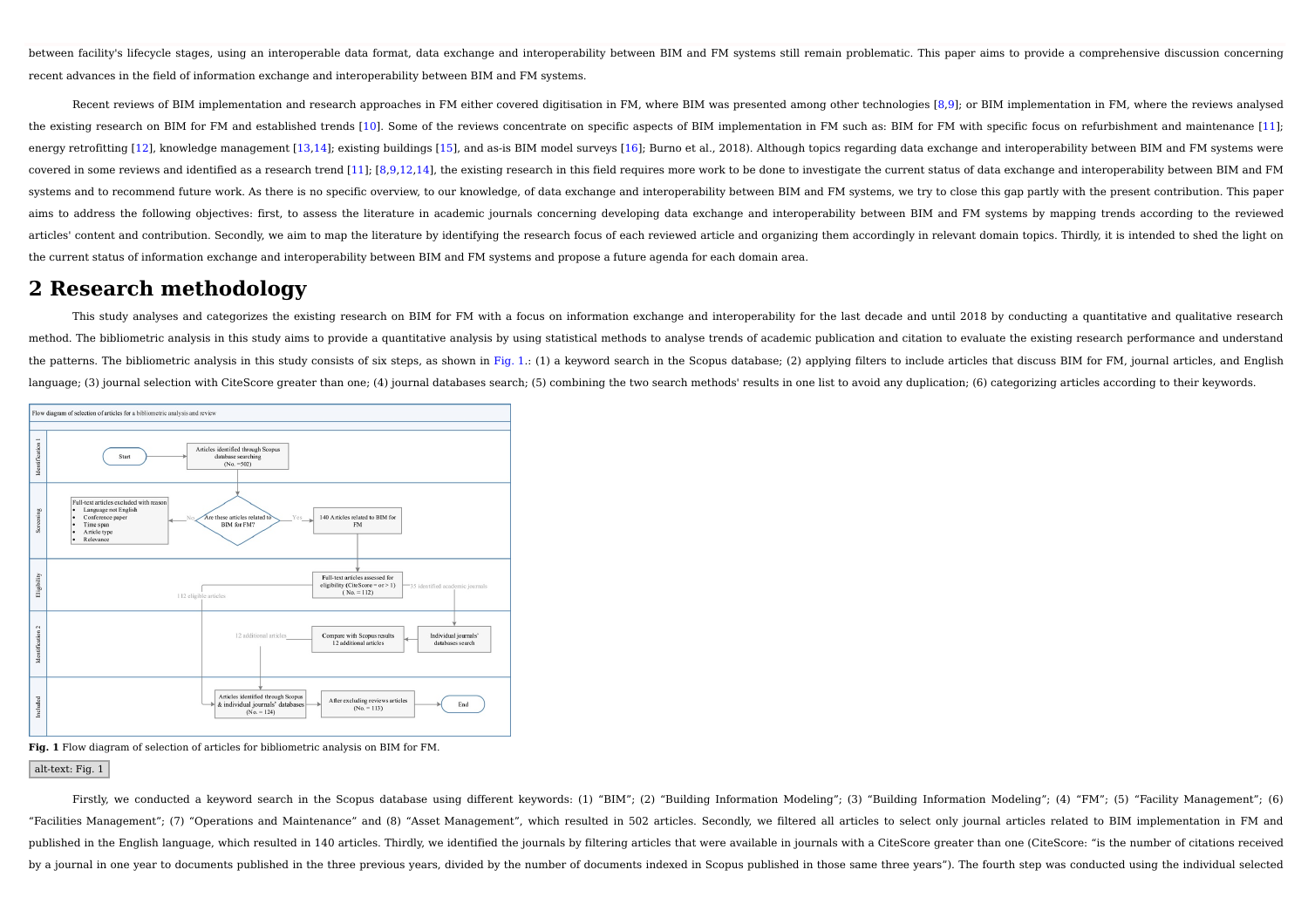between facility's lifecycle stages, using an interoperable data format, data exchange and interoperability between BIM and FM systems still remain problematic. This paper aims to provide a comprehensive discussion concerning recent advances in the field of information exchange and interoperability between BIM and FM systems.

Recent reviews of BIM implementation and research approaches in FM either covered digitisation in FM, where BIM was presented among other technologies [8,9]; or BIM implementation in FM, where the reviews analysed the existing research on BIM for FM and established trends [10]. Some of the reviews concentrate on specific aspects of BIM implementation in FM such as: BIM for FM with specific focus on refurbishment and maintenance [11]; energy retrofitting [12], knowledge management [13,14]; existing buildings [15], and as-is BIM model surveys [16]; Burno et al., 2018). Although topics regarding data exchange and interoperability between BIM and FM systems were covered in some reviews and identified as a research trend [11]; [8,9,12,14], the existing research in this field requires more work to be done to investigate the current status of data exchange and interoperability between BIM and FM systems and to recommend future work. As there is no specific overview, to our knowledge, of data exchange and interoperability between BIM and FM systems, we try to close this gap partly with the present contribution. This paper aims to address the following objectives: first, to assess the literature in academic journals concerning developing data exchange and interoperability between BIM and FM systems by mapping trends according to the reviewed articles' content and contribution. Secondly, we aim to map the literature by identifying the research focus of each reviewed article and organizing them accordingly in relevant domain topics. Thirdly, it is intended to shed the light on the current status of information exchange and interoperability between BIM and FM systems and propose a future agenda for each domain area.

# 2 Research methodology

This study analyses and categorizes the existing research on BIM for FM with a focus on information exchange and interoperability for the last decade and until 2018 by conducting a quantitative and qualitative research method. The bibliometric analysis in this study aims to provide a quantitative analysis by using statistical methods to analyse trends of academic publication and citation to evaluate the existing research performance and understand the patterns. The bibliometric analysis in this study consists of six steps, as shown in Fig. 1.: (1) a keyword search in the Scopus database; (2) applying filters to include articles that discuss BIM for FM, journal articles, and English language; (3) journal selection with CiteScore greater than one; (4) journal databases search; (5) combining the two search methods' results in one list to avoid any duplication; (6) categorizing articles according to their keywords.

**Fig. 1** Flow diagram of selection of articles for bibliometric analysis on BIM for FM.

alt-text: Fig. 1

Firstly, we conducted a keyword search in the Scopus database using different keywords: (1) "BIM"; (2) "Building Information Modeling"; (3) "Building Information Modeling"; (4) "FM"; (5) "Facility Management"; (6) "Facilities Management"; (7) "Operations and Maintenance" and (8) "Asset Management", which resulted in 502 articles. Secondly, we filtered all articles to select only journal articles related to BIM implementation in FM and published in the English language, which resulted in 140 articles. Thirdly, we identified the journals by filtering articles that were available in journals with a CiteScore greater than one (CiteScore: "is the number of citations received by a journal in one year to documents published in the three previous years, divided by the number of documents indexed in Scopus published in those same three years"). The fourth step was conducted using the individual selected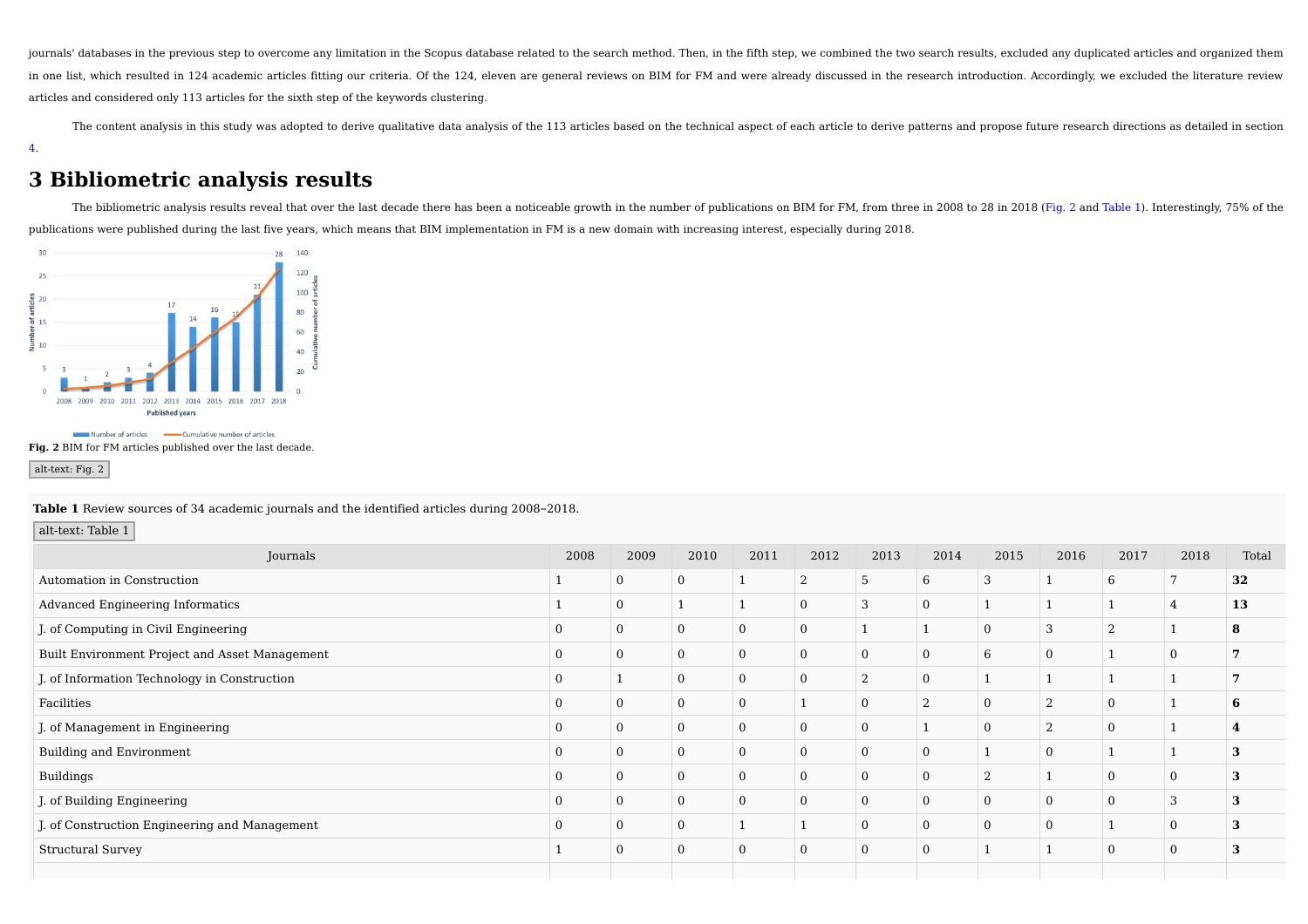journals' databases in the previous step to overcome any limitation in the Scopus database related to the search method. Then, in the fifth step, we combined the two search results, excluded any duplicated articles and organized them in one list, which resulted in 124 academic articles fitting our criteria. Of the 124, eleven are general reviews on BIM for FM and were already discussed in the research introduction. Accordingly, we excluded the literature review articles and considered only 113 articles for the sixth step of the keywords clustering.

The content analysis in this study was adopted to derive qualitative data analysis of the 113 articles based on the technical aspect of each article to derive patterns and propose future research directions as detailed in section 4.

# 3 Bibliometric analysis results

The bibliometric analysis results reveal that over the last decade there has been a noticeable growth in the number of publications on BIM for FM, from three in 2008 to 28 in 2018 (Fig. 2 and Table 1). Interestingly, 75% of the publications were published during the last five years, which means that BIM implementation in FM is a new domain with increasing interest, especially during 2018.

**Fig. 2** BIM for FM articles published over the last decade.

alt-text: Fig. 2

**Table 1** Review sources of 34 academic journals and the identified articles during 2008–2018.

alt-text: Table 1

| Journals | 2008 | 2009 | 2010 | 2011 | 2012 | 2013 | 2014 | 2015 | 2016 | 2017 | 2018 | Total |
|---|---|---|---|---|---|---|---|---|---|---|---|---|
| Automation in Construction | 1 | 0 | 0 | 1 | 2 | 5 | 6 | 3 | 1 | 6 | 7 | **32** |
| Advanced Engineering Informatics | 1 | 0 | 1 | 1 | 0 | 3 | 0 | 1 | 1 | 1 | 4 | **13** |
| J. of Computing in Civil Engineering | 0 | 0 | 0 | 0 | 0 | 1 | 1 | 0 | 3 | 2 | 1 | **8** |
| Built Environment Project and Asset Management | 0 | 0 | 0 | 0 | 0 | 0 | 0 | 6 | 0 | 1 | 0 | **7** |
| J. of Information Technology in Construction | 0 | 1 | 0 | 0 | 0 | 2 | 0 | 1 | 1 | 1 | 1 | **7** |
| Facilities | 0 | 0 | 0 | 0 | 1 | 0 | 2 | 0 | 2 | 0 | 1 | **6** |
| J. of Management in Engineering | 0 | 0 | 0 | 0 | 0 | 0 | 1 | 0 | 2 | 0 | 1 | **4** |
| Building and Environment | 0 | 0 | 0 | 0 | 0 | 0 | 0 | 1 | 0 | 1 | 1 | **3** |
| Buildings | 0 | 0 | 0 | 0 | 0 | 0 | 0 | 2 | 1 | 0 | 0 | **3** |
| J. of Building Engineering | 0 | 0 | 0 | 0 | 0 | 0 | 0 | 0 | 0 | 0 | 3 | **3** |
| J. of Construction Engineering and Management | 0 | 0 | 0 | 1 | 1 | 0 | 0 | 0 | 0 | 1 | 0 | **3** |
| Structural Survey | 1 | 0 | 0 | 0 | 0 | 0 | 0 | 1 | 1 | 0 | 0 | **3** |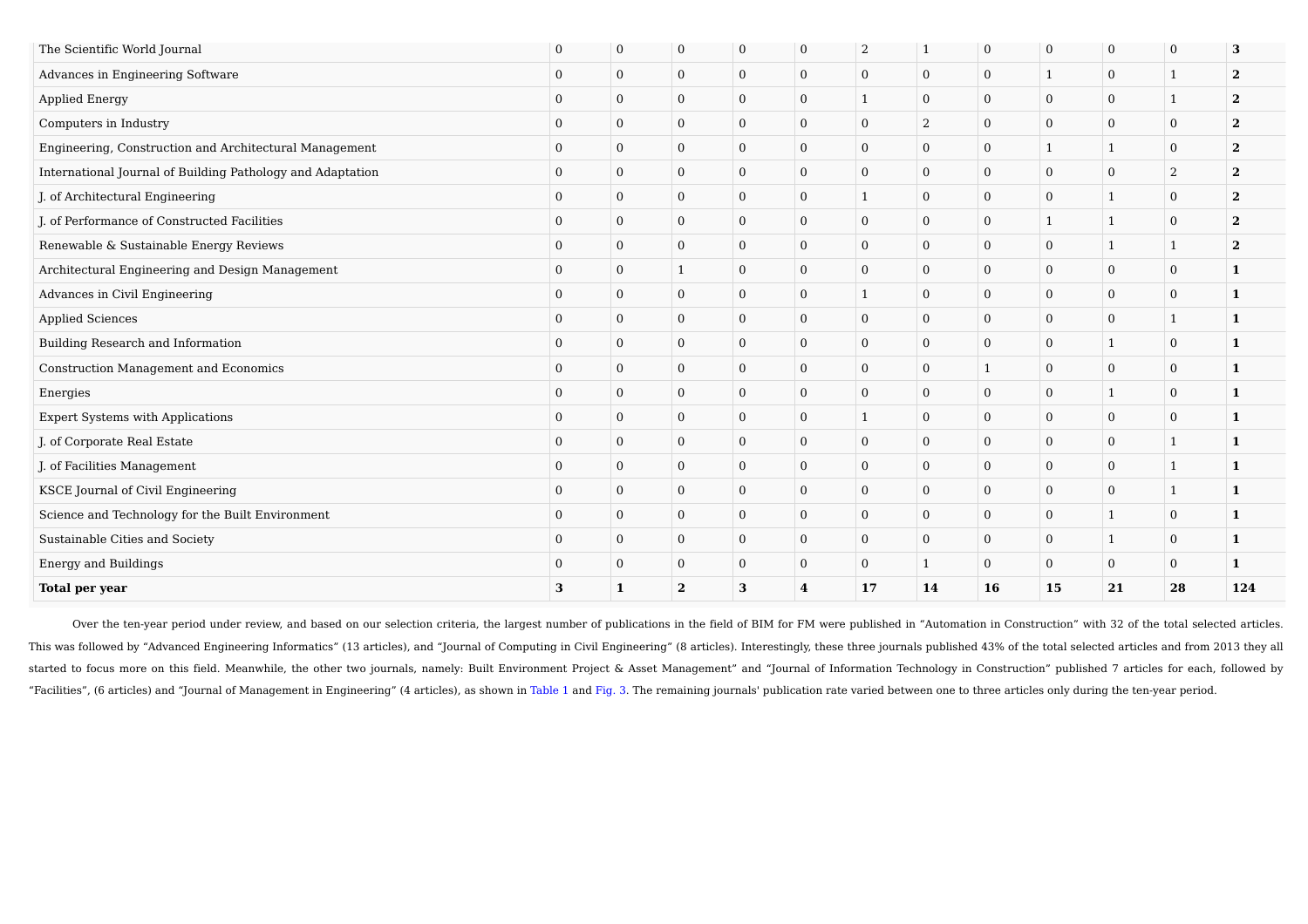| | | | | | | | | | | | | |
|---|---|---|---|---|---|---|---|---|---|---|---|---|
| The Scientific World Journal | 0 | 0 | 0 | 0 | 0 | 2 | 1 | 0 | 0 | 0 | 0 | **3** |
| Advances in Engineering Software | 0 | 0 | 0 | 0 | 0 | 0 | 0 | 0 | 1 | 0 | 1 | **2** |
| Applied Energy | 0 | 0 | 0 | 0 | 0 | 1 | 0 | 0 | 0 | 0 | 1 | **2** |
| Computers in Industry | 0 | 0 | 0 | 0 | 0 | 0 | 2 | 0 | 0 | 0 | 0 | **2** |
| Engineering, Construction and Architectural Management | 0 | 0 | 0 | 0 | 0 | 0 | 0 | 0 | 1 | 1 | 0 | **2** |
| International Journal of Building Pathology and Adaptation | 0 | 0 | 0 | 0 | 0 | 0 | 0 | 0 | 0 | 0 | 2 | **2** |
| J. of Architectural Engineering | 0 | 0 | 0 | 0 | 0 | 1 | 0 | 0 | 0 | 1 | 0 | **2** |
| J. of Performance of Constructed Facilities | 0 | 0 | 0 | 0 | 0 | 0 | 0 | 0 | 1 | 1 | 0 | **2** |
| Renewable & Sustainable Energy Reviews | 0 | 0 | 0 | 0 | 0 | 0 | 0 | 0 | 0 | 1 | 1 | **2** |
| Architectural Engineering and Design Management | 0 | 0 | 1 | 0 | 0 | 0 | 0 | 0 | 0 | 0 | 0 | **1** |
| Advances in Civil Engineering | 0 | 0 | 0 | 0 | 0 | 1 | 0 | 0 | 0 | 0 | 0 | **1** |
| Applied Sciences | 0 | 0 | 0 | 0 | 0 | 0 | 0 | 0 | 0 | 0 | 1 | **1** |
| Building Research and Information | 0 | 0 | 0 | 0 | 0 | 0 | 0 | 0 | 0 | 1 | 0 | **1** |
| Construction Management and Economics | 0 | 0 | 0 | 0 | 0 | 0 | 0 | 1 | 0 | 0 | 0 | **1** |
| Energies | 0 | 0 | 0 | 0 | 0 | 0 | 0 | 0 | 0 | 1 | 0 | **1** |
| Expert Systems with Applications | 0 | 0 | 0 | 0 | 0 | 1 | 0 | 0 | 0 | 0 | 0 | **1** |
| J. of Corporate Real Estate | 0 | 0 | 0 | 0 | 0 | 0 | 0 | 0 | 0 | 0 | 1 | **1** |
| J. of Facilities Management | 0 | 0 | 0 | 0 | 0 | 0 | 0 | 0 | 0 | 0 | 1 | **1** |
| KSCE Journal of Civil Engineering | 0 | 0 | 0 | 0 | 0 | 0 | 0 | 0 | 0 | 0 | 1 | **1** |
| Science and Technology for the Built Environment | 0 | 0 | 0 | 0 | 0 | 0 | 0 | 0 | 0 | 1 | 0 | **1** |
| Sustainable Cities and Society | 0 | 0 | 0 | 0 | 0 | 0 | 0 | 0 | 0 | 1 | 0 | **1** |
| Energy and Buildings | 0 | 0 | 0 | 0 | 0 | 0 | 1 | 0 | 0 | 0 | 0 | **1** |
| **Total per year** | **3** | **1** | **2** | **3** | **4** | **17** | **14** | **16** | **15** | **21** | **28** | **124** |

Over the ten-year period under review, and based on our selection criteria, the largest number of publications in the field of BIM for FM were published in "Automation in Construction" with 32 of the total selected articles. This was followed by "Advanced Engineering Informatics" (13 articles), and "Journal of Computing in Civil Engineering" (8 articles). Interestingly, these three journals published 43% of the total selected articles and from 2013 they all started to focus more on this field. Meanwhile, the other two journals, namely: Built Environment Project & Asset Management" and "Journal of Information Technology in Construction" published 7 articles for each, followed by "Facilities", (6 articles) and "Journal of Management in Engineering" (4 articles), as shown in Table 1 and Fig. 3. The remaining journals' publication rate varied between one to three articles only during the ten-year period.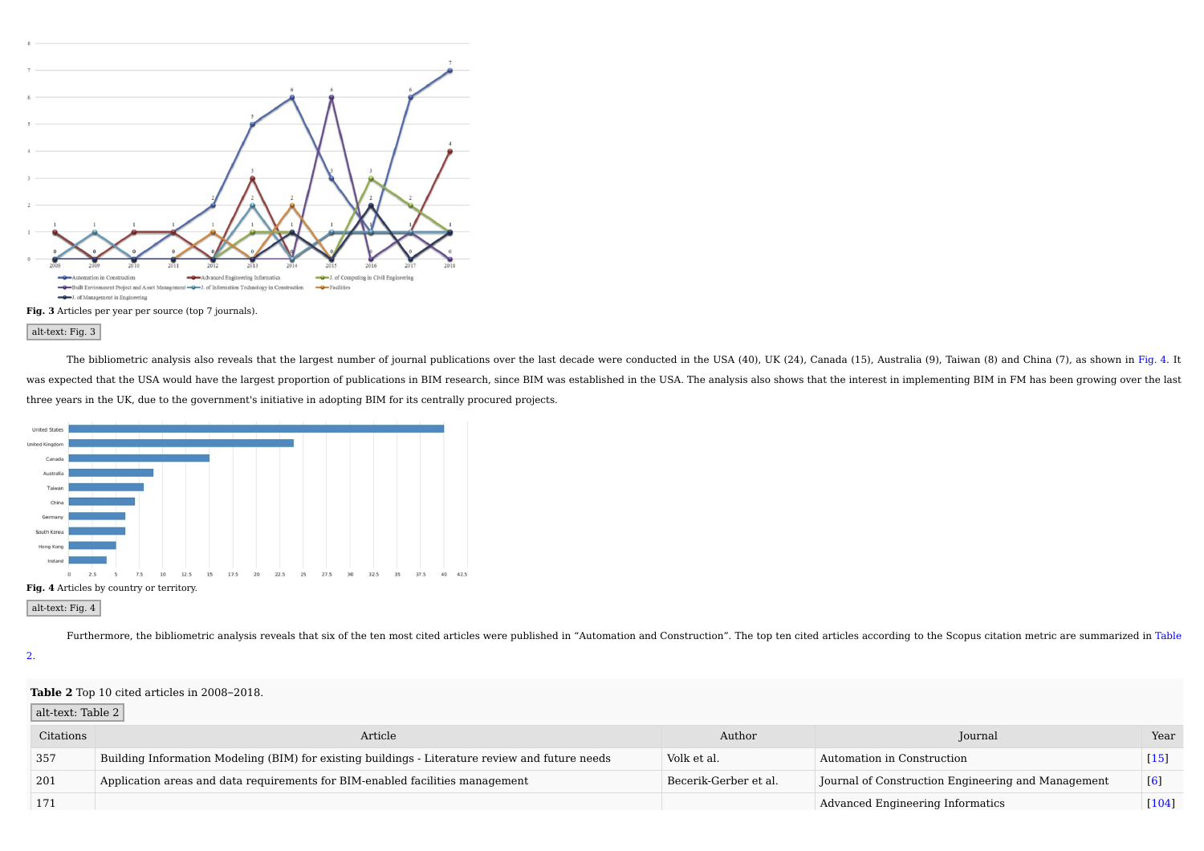**Fig. 3** Articles per year per source (top 7 journals).

alt-text: Fig. 3

The bibliometric analysis also reveals that the largest number of journal publications over the last decade were conducted in the USA (40), UK (24), Canada (15), Australia (9), Taiwan (8) and China (7), as shown in Fig. 4. It was expected that the USA would have the largest proportion of publications in BIM research, since BIM was established in the USA. The analysis also shows that the interest in implementing BIM in FM has been growing over the last three years in the UK, due to the government's initiative in adopting BIM for its centrally procured projects.

**Fig. 4** Articles by country or territory.

alt-text: Fig. 4

Furthermore, the bibliometric analysis reveals that six of the ten most cited articles were published in “Automation and Construction”. The top ten cited articles according to the Scopus citation metric are summarized in Table 2.

**Table 2** Top 10 cited articles in 2008–2018.

alt-text: Table 2

| Citations | Article | Author | Journal | Year |
|---|---|---|---|---|
| 357 | Building Information Modeling (BIM) for existing buildings - Literature review and future needs | Volk et al. | Automation in Construction | [15] |
| 201 | Application areas and data requirements for BIM-enabled facilities management | Becerik-Gerber et al. | Journal of Construction Engineering and Management | [6] |
| 171 | | | Advanced Engineering Informatics | [104] |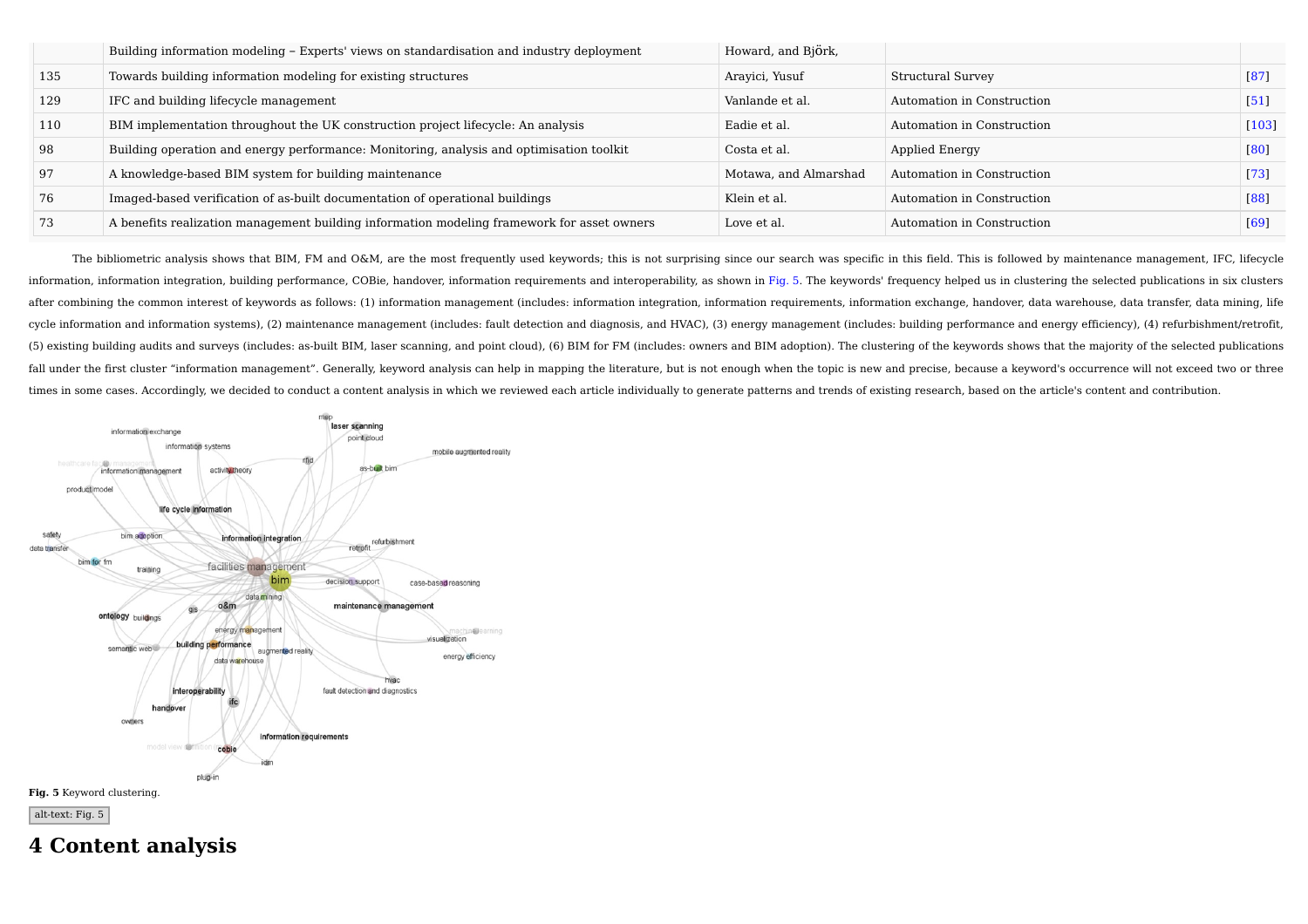|  | Building information modeling – Experts' views on standardisation and industry deployment | Howard, and BjÖrk, |  |  |
|---|---|---|---|---|
| 135 | Towards building information modeling for existing structures | Arayici, Yusuf | Structural Survey | [87] |
| 129 | IFC and building lifecycle management | Vanlande et al. | Automation in Construction | [51] |
| 110 | BIM implementation throughout the UK construction project lifecycle: An analysis | Eadie et al. | Automation in Construction | [103] |
| 98 | Building operation and energy performance: Monitoring, analysis and optimisation toolkit | Costa et al. | Applied Energy | [80] |
| 97 | A knowledge-based BIM system for building maintenance | Motawa, and Almarshad | Automation in Construction | [73] |
| 76 | Imaged-based verification of as-built documentation of operational buildings | Klein et al. | Automation in Construction | [88] |
| 73 | A benefits realization management building information modeling framework for asset owners | Love et al. | Automation in Construction | [69] |

The bibliometric analysis shows that BIM, FM and O&M, are the most frequently used keywords; this is not surprising since our search was specific in this field. This is followed by maintenance management, IFC, lifecycle information, information integration, building performance, COBie, handover, information requirements and interoperability, as shown in Fig. 5. The keywords' frequency helped us in clustering the selected publications in six clusters after combining the common interest of keywords as follows: (1) information management (includes: information integration, information requirements, information exchange, handover, data warehouse, data transfer, data mining, life cycle information and information systems), (2) maintenance management (includes: fault detection and diagnosis, and HVAC), (3) energy management (includes: building performance and energy efficiency), (4) refurbishment/retrofit, (5) existing building audits and surveys (includes: as-built BIM, laser scanning, and point cloud), (6) BIM for FM (includes: owners and BIM adoption). The clustering of the keywords shows that the majority of the selected publications fall under the first cluster "information management". Generally, keyword analysis can help in mapping the literature, but is not enough when the topic is new and precise, because a keyword's occurrence will not exceed two or three times in some cases. Accordingly, we decided to conduct a content analysis in which we reviewed each article individually to generate patterns and trends of existing research, based on the article's content and contribution.

**Fig. 5** Keyword clustering.

alt-text: Fig. 5

# 4 Content analysis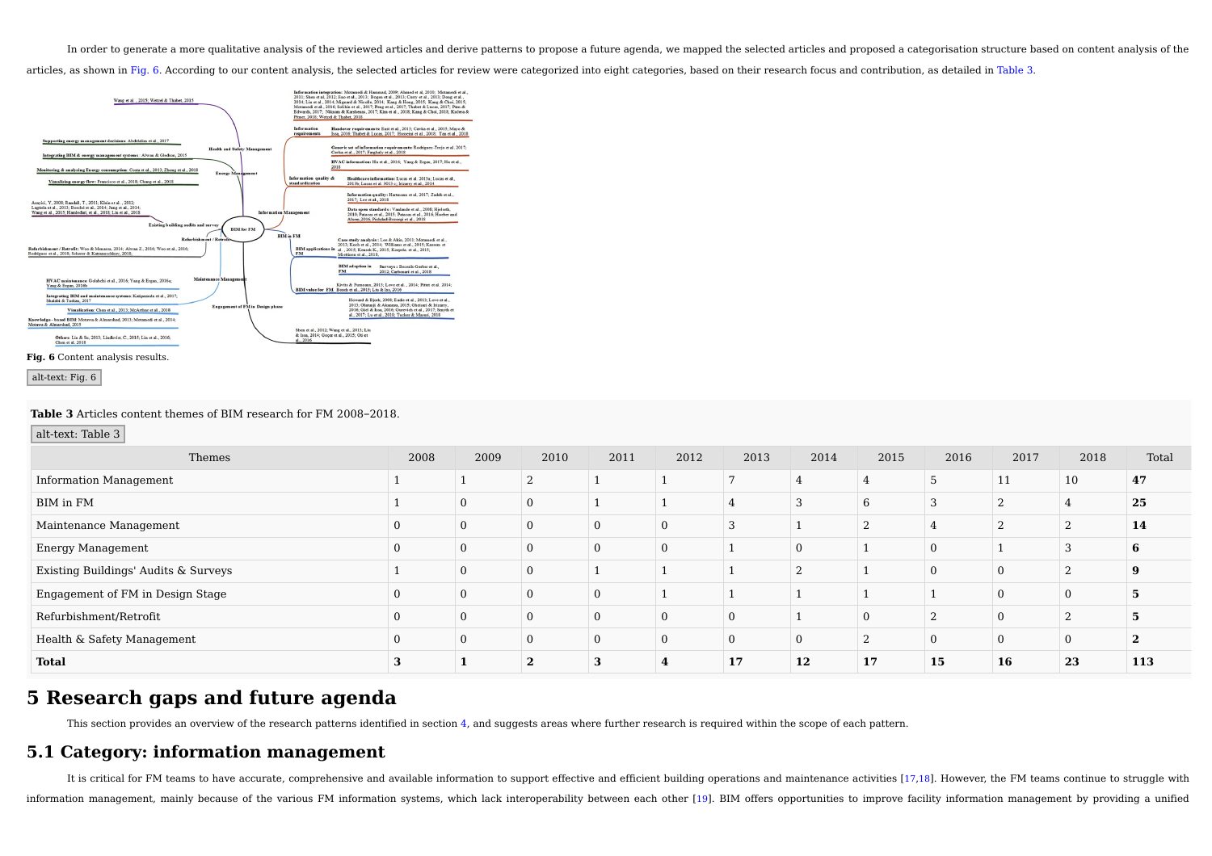In order to generate a more qualitative analysis of the reviewed articles and derive patterns to propose a future agenda, we mapped the selected articles and proposed a categorisation structure based on content analysis of the articles, as shown in Fig. 6. According to our content analysis, the selected articles for review were categorized into eight categories, based on their research focus and contribution, as detailed in Table 3.

**Fig. 6** Content analysis results.

alt-text: Fig. 6

**Table 3** Articles content themes of BIM research for FM 2008–2018.

alt-text: Table 3

| Themes | 2008 | 2009 | 2010 | 2011 | 2012 | 2013 | 2014 | 2015 | 2016 | 2017 | 2018 | Total |
|---|---|---|---|---|---|---|---|---|---|---|---|---|
| Information Management | 1 | 1 | 2 | 1 | 1 | 7 | 4 | 4 | 5 | 11 | 10 | **47** |
| BIM in FM | 1 | 0 | 0 | 1 | 1 | 4 | 3 | 6 | 3 | 2 | 4 | **25** |
| Maintenance Management | 0 | 0 | 0 | 0 | 0 | 3 | 1 | 2 | 4 | 2 | 2 | **14** |
| Energy Management | 0 | 0 | 0 | 0 | 0 | 1 | 0 | 1 | 0 | 1 | 3 | **6** |
| Existing Buildings' Audits & Surveys | 1 | 0 | 0 | 1 | 1 | 1 | 2 | 1 | 0 | 0 | 2 | **9** |
| Engagement of FM in Design Stage | 0 | 0 | 0 | 0 | 1 | 1 | 1 | 1 | 1 | 0 | 0 | **5** |
| Refurbishment/Retrofit | 0 | 0 | 0 | 0 | 0 | 0 | 1 | 0 | 2 | 0 | 2 | **5** |
| Health & Safety Management | 0 | 0 | 0 | 0 | 0 | 0 | 0 | 2 | 0 | 0 | 0 | **2** |
| **Total** | **3** | **1** | **2** | **3** | **4** | **17** | **12** | **17** | **15** | **16** | **23** | **113** |

# 5 Research gaps and future agenda

This section provides an overview of the research patterns identified in section 4, and suggests areas where further research is required within the scope of each pattern.

## 5.1 Category: information management

It is critical for FM teams to have accurate, comprehensive and available information to support effective and efficient building operations and maintenance activities [17,18]. However, the FM teams continue to struggle with information management, mainly because of the various FM information systems, which lack interoperability between each other [19]. BIM offers opportunities to improve facility information management by providing a unified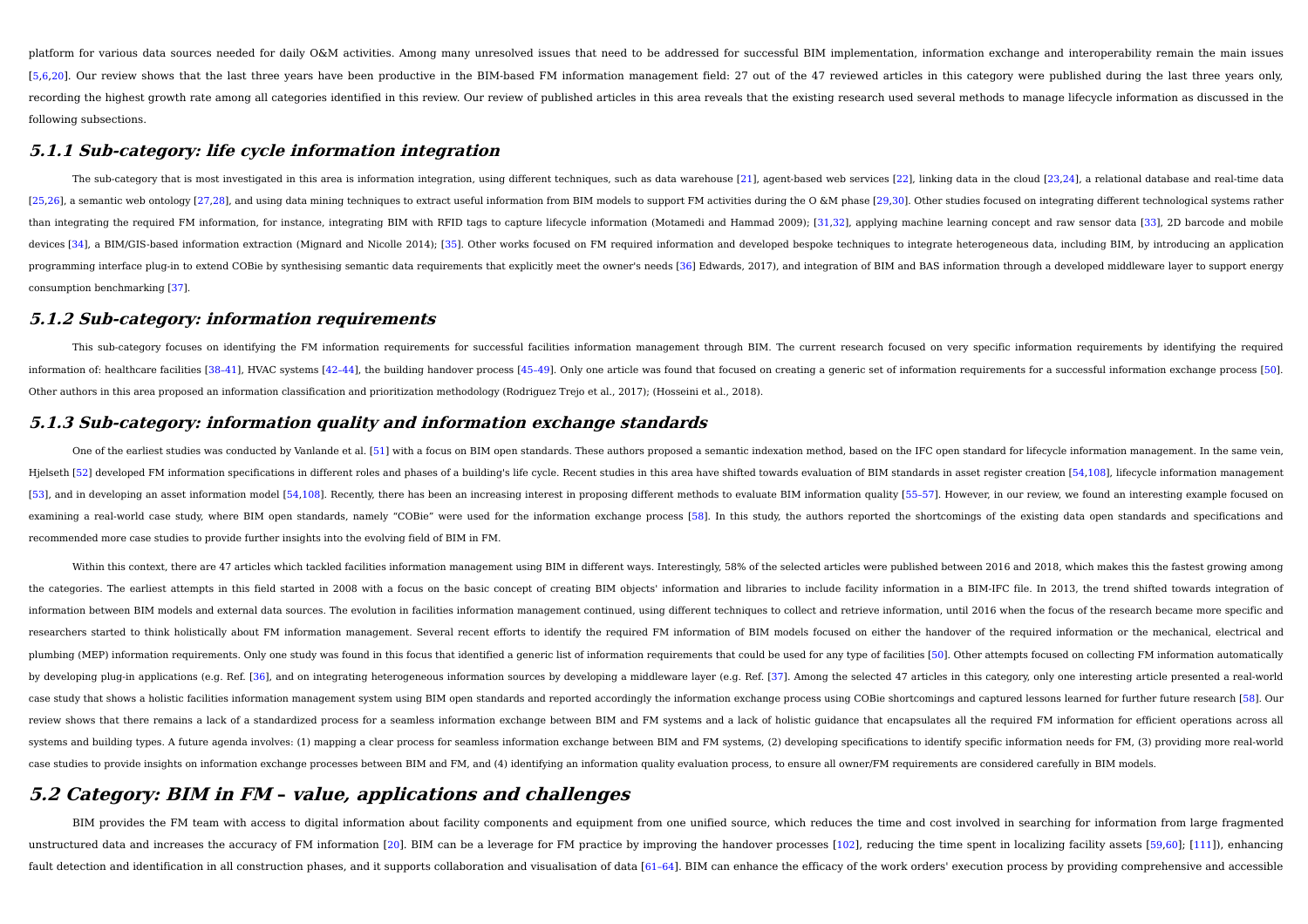platform for various data sources needed for daily O&M activities. Among many unresolved issues that need to be addressed for successful BIM implementation, information exchange and interoperability remain the main issues [5,6,20]. Our review shows that the last three years have been productive in the BIM-based FM information management field: 27 out of the 47 reviewed articles in this category were published during the last three years only, recording the highest growth rate among all categories identified in this review. Our review of published articles in this area reveals that the existing research used several methods to manage lifecycle information as discussed in the following subsections.

### 5.1.1 Sub-category: life cycle information integration

The sub-category that is most investigated in this area is information integration, using different techniques, such as data warehouse [21], agent-based web services [22], linking data in the cloud [23,24], a relational database and real-time data [25,26], a semantic web ontology [27,28], and using data mining techniques to extract useful information from BIM models to support FM activities during the O &M phase [29,30]. Other studies focused on integrating different technological systems rather than integrating the required FM information, for instance, integrating BIM with RFID tags to capture lifecycle information (Motamedi and Hammad 2009); [31,32], applying machine learning concept and raw sensor data [33], 2D barcode and mobile devices [34], a BIM/GIS-based information extraction (Mignard and Nicolle 2014); [35]. Other works focused on FM required information and developed bespoke techniques to integrate heterogeneous data, including BIM, by introducing an application programming interface plug-in to extend COBie by synthesising semantic data requirements that explicitly meet the owner's needs [36] Edwards, 2017), and integration of BIM and BAS information through a developed middleware layer to support energy consumption benchmarking [37].

### 5.1.2 Sub-category: information requirements

This sub-category focuses on identifying the FM information requirements for successful facilities information management through BIM. The current research focused on very specific information requirements by identifying the required information of: healthcare facilities [38–41], HVAC systems [42–44], the building handover process [45–49]. Only one article was found that focused on creating a generic set of information requirements for a successful information exchange process [50]. Other authors in this area proposed an information classification and prioritization methodology (Rodriguez Trejo et al., 2017); (Hosseini et al., 2018).

### 5.1.3 Sub-category: information quality and information exchange standards

One of the earliest studies was conducted by Vanlande et al. [51] with a focus on BIM open standards. These authors proposed a semantic indexation method, based on the IFC open standard for lifecycle information management. In the same vein, Hjelseth [52] developed FM information specifications in different roles and phases of a building's life cycle. Recent studies in this area have shifted towards evaluation of BIM standards in asset register creation [54,108], lifecycle information management [53], and in developing an asset information model [54,108]. Recently, there has been an increasing interest in proposing different methods to evaluate BIM information quality [55–57]. However, in our review, we found an interesting example focused on examining a real-world case study, where BIM open standards, namely "COBie" were used for the information exchange process [58]. In this study, the authors reported the shortcomings of the existing data open standards and specifications and recommended more case studies to provide further insights into the evolving field of BIM in FM.

Within this context, there are 47 articles which tackled facilities information management using BIM in different ways. Interestingly, 58% of the selected articles were published between 2016 and 2018, which makes this the fastest growing among the categories. The earliest attempts in this field started in 2008 with a focus on the basic concept of creating BIM objects' information and libraries to include facility information in a BIM-IFC file. In 2013, the trend shifted towards integration of information between BIM models and external data sources. The evolution in facilities information management continued, using different techniques to collect and retrieve information, until 2016 when the focus of the research became more specific and researchers started to think holistically about FM information management. Several recent efforts to identify the required FM information of BIM models focused on either the handover of the required information or the mechanical, electrical and plumbing (MEP) information requirements. Only one study was found in this focus that identified a generic list of information requirements that could be used for any type of facilities [50]. Other attempts focused on collecting FM information automatically by developing plug-in applications (e.g. Ref. [36], and on integrating heterogeneous information sources by developing a middleware layer (e.g. Ref. [37]. Among the selected 47 articles in this category, only one interesting article presented a real-world case study that shows a holistic facilities information management system using BIM open standards and reported accordingly the information exchange process using COBie shortcomings and captured lessons learned for further future research [58]. Our review shows that there remains a lack of a standardized process for a seamless information exchange between BIM and FM systems and a lack of holistic guidance that encapsulates all the required FM information for efficient operations across all systems and building types. A future agenda involves: (1) mapping a clear process for seamless information exchange between BIM and FM systems, (2) developing specifications to identify specific information needs for FM, (3) providing more real-world case studies to provide insights on information exchange processes between BIM and FM, and (4) identifying an information quality evaluation process, to ensure all owner/FM requirements are considered carefully in BIM models.

## 5.2 Category: BIM in FM – value, applications and challenges

BIM provides the FM team with access to digital information about facility components and equipment from one unified source, which reduces the time and cost involved in searching for information from large fragmented unstructured data and increases the accuracy of FM information [20]. BIM can be a leverage for FM practice by improving the handover processes [102], reducing the time spent in localizing facility assets [59,60]; [111]), enhancing fault detection and identification in all construction phases, and it supports collaboration and visualisation of data [61–64]. BIM can enhance the efficacy of the work orders' execution process by providing comprehensive and accessible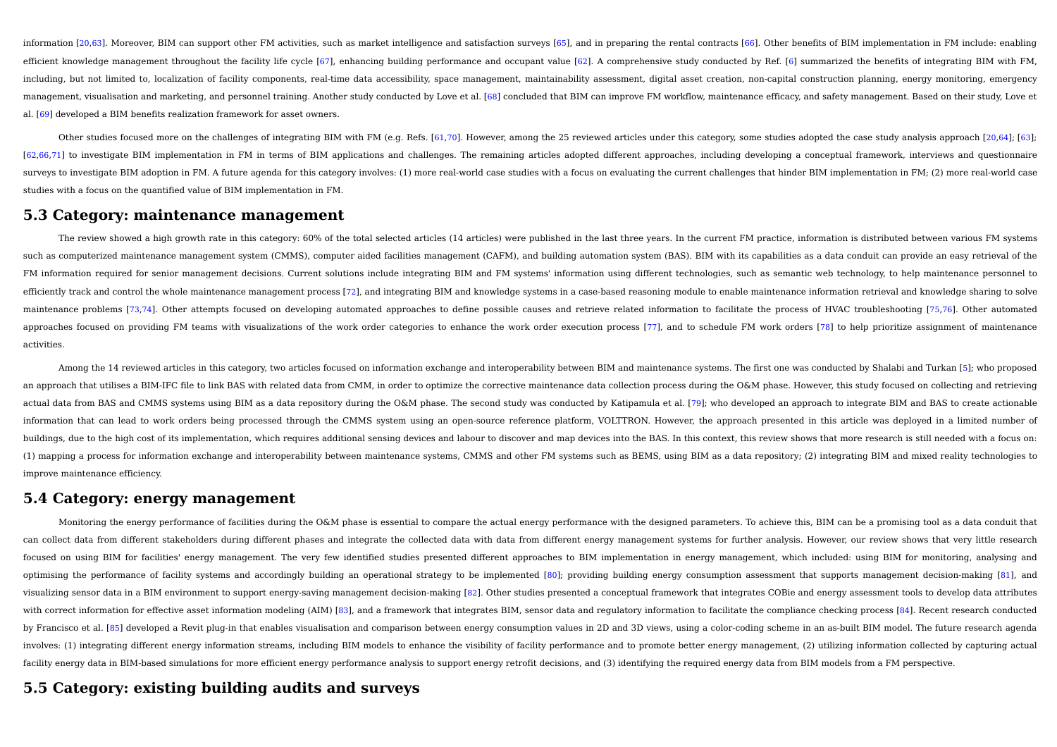information [20,63]. Moreover, BIM can support other FM activities, such as market intelligence and satisfaction surveys [65], and in preparing the rental contracts [66]. Other benefits of BIM implementation in FM include: enabling efficient knowledge management throughout the facility life cycle [67], enhancing building performance and occupant value [62]. A comprehensive study conducted by Ref. [6] summarized the benefits of integrating BIM with FM, including, but not limited to, localization of facility components, real-time data accessibility, space management, maintainability assessment, digital asset creation, non-capital construction planning, energy monitoring, emergency management, visualisation and marketing, and personnel training. Another study conducted by Love et al. [68] concluded that BIM can improve FM workflow, maintenance efficacy, and safety management. Based on their study, Love et al. [69] developed a BIM benefits realization framework for asset owners.

Other studies focused more on the challenges of integrating BIM with FM (e.g. Refs. [61,70]. However, among the 25 reviewed articles under this category, some studies adopted the case study analysis approach [20,64]; [63]; [62,66,71] to investigate BIM implementation in FM in terms of BIM applications and challenges. The remaining articles adopted different approaches, including developing a conceptual framework, interviews and questionnaire surveys to investigate BIM adoption in FM. A future agenda for this category involves: (1) more real-world case studies with a focus on evaluating the current challenges that hinder BIM implementation in FM; (2) more real-world case studies with a focus on the quantified value of BIM implementation in FM.

## 5.3 Category: maintenance management

The review showed a high growth rate in this category: 60% of the total selected articles (14 articles) were published in the last three years. In the current FM practice, information is distributed between various FM systems such as computerized maintenance management system (CMMS), computer aided facilities management (CAFM), and building automation system (BAS). BIM with its capabilities as a data conduit can provide an easy retrieval of the FM information required for senior management decisions. Current solutions include integrating BIM and FM systems' information using different technologies, such as semantic web technology, to help maintenance personnel to efficiently track and control the whole maintenance management process [72], and integrating BIM and knowledge systems in a case-based reasoning module to enable maintenance information retrieval and knowledge sharing to solve maintenance problems [73,74]. Other attempts focused on developing automated approaches to define possible causes and retrieve related information to facilitate the process of HVAC troubleshooting [75,76]. Other automated approaches focused on providing FM teams with visualizations of the work order categories to enhance the work order execution process [77], and to schedule FM work orders [78] to help prioritize assignment of maintenance activities.

Among the 14 reviewed articles in this category, two articles focused on information exchange and interoperability between BIM and maintenance systems. The first one was conducted by Shalabi and Turkan [5]; who proposed an approach that utilises a BIM-IFC file to link BAS with related data from CMM, in order to optimize the corrective maintenance data collection process during the O&M phase. However, this study focused on collecting and retrieving actual data from BAS and CMMS systems using BIM as a data repository during the O&M phase. The second study was conducted by Katipamula et al. [79]; who developed an approach to integrate BIM and BAS to create actionable information that can lead to work orders being processed through the CMMS system using an open-source reference platform, VOLTTRON. However, the approach presented in this article was deployed in a limited number of buildings, due to the high cost of its implementation, which requires additional sensing devices and labour to discover and map devices into the BAS. In this context, this review shows that more research is still needed with a focus on: (1) mapping a process for information exchange and interoperability between maintenance systems, CMMS and other FM systems such as BEMS, using BIM as a data repository; (2) integrating BIM and mixed reality technologies to improve maintenance efficiency.

## 5.4 Category: energy management

Monitoring the energy performance of facilities during the O&M phase is essential to compare the actual energy performance with the designed parameters. To achieve this, BIM can be a promising tool as a data conduit that can collect data from different stakeholders during different phases and integrate the collected data with data from different energy management systems for further analysis. However, our review shows that very little research focused on using BIM for facilities' energy management. The very few identified studies presented different approaches to BIM implementation in energy management, which included: using BIM for monitoring, analysing and optimising the performance of facility systems and accordingly building an operational strategy to be implemented [80]; providing building energy consumption assessment that supports management decision-making [81], and visualizing sensor data in a BIM environment to support energy-saving management decision-making [82]. Other studies presented a conceptual framework that integrates COBie and energy assessment tools to develop data attributes with correct information for effective asset information modeling (AIM) [83], and a framework that integrates BIM, sensor data and regulatory information to facilitate the compliance checking process [84]. Recent research conducted by Francisco et al. [85] developed a Revit plug-in that enables visualisation and comparison between energy consumption values in 2D and 3D views, using a color-coding scheme in an as-built BIM model. The future research agenda involves: (1) integrating different energy information streams, including BIM models to enhance the visibility of facility performance and to promote better energy management, (2) utilizing information collected by capturing actual facility energy data in BIM-based simulations for more efficient energy performance analysis to support energy retrofit decisions, and (3) identifying the required energy data from BIM models from a FM perspective.

## 5.5 Category: existing building audits and surveys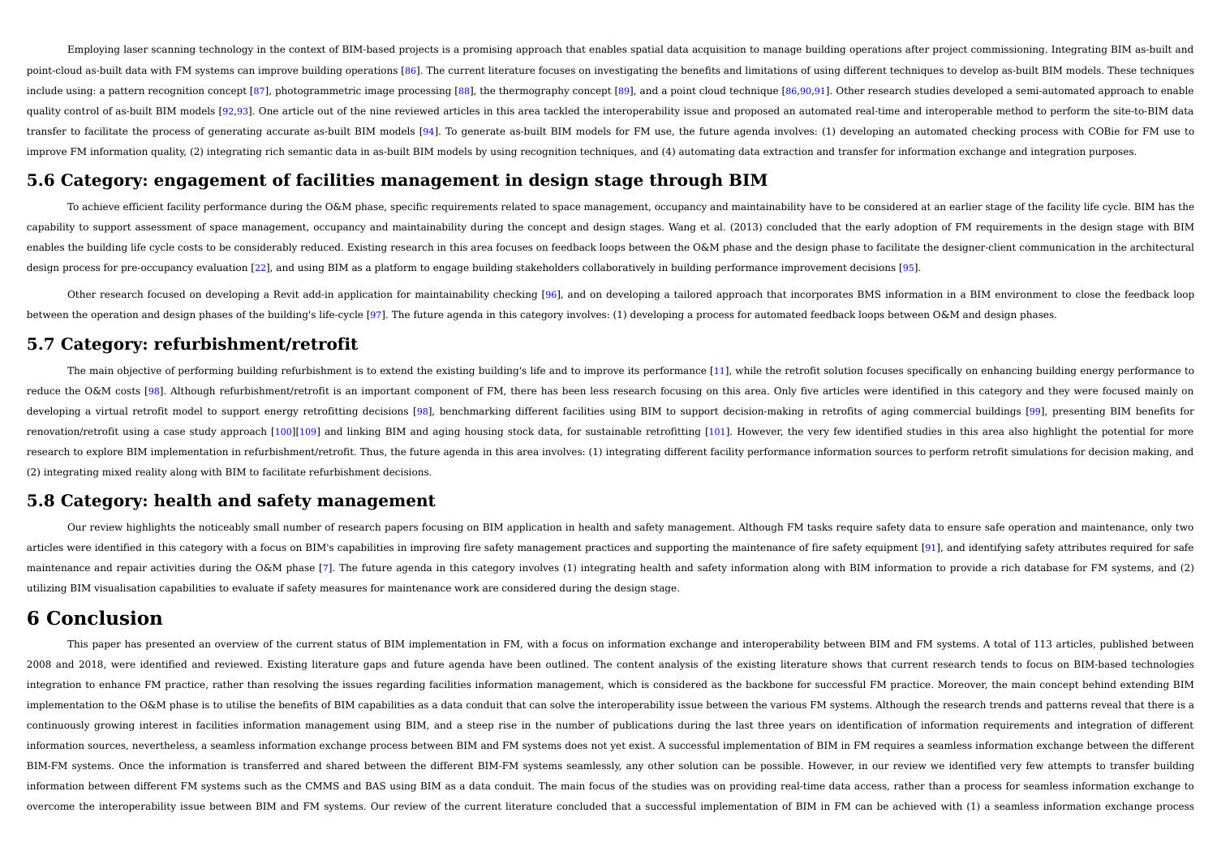Employing laser scanning technology in the context of BIM-based projects is a promising approach that enables spatial data acquisition to manage building operations after project commissioning. Integrating BIM as-built and point-cloud as-built data with FM systems can improve building operations [86]. The current literature focuses on investigating the benefits and limitations of using different techniques to develop as-built BIM models. These techniques include using: a pattern recognition concept [87], photogrammetric image processing [88], the thermography concept [89], and a point cloud technique [86,90,91]. Other research studies developed a semi-automated approach to enable quality control of as-built BIM models [92,93]. One article out of the nine reviewed articles in this area tackled the interoperability issue and proposed an automated real-time and interoperable method to perform the site-to-BIM data transfer to facilitate the process of generating accurate as-built BIM models [94]. To generate as-built BIM models for FM use, the future agenda involves: (1) developing an automated checking process with COBie for FM use to improve FM information quality, (2) integrating rich semantic data in as-built BIM models by using recognition techniques, and (4) automating data extraction and transfer for information exchange and integration purposes.

## 5.6 Category: engagement of facilities management in design stage through BIM

To achieve efficient facility performance during the O&M phase, specific requirements related to space management, occupancy and maintainability have to be considered at an earlier stage of the facility life cycle. BIM has the capability to support assessment of space management, occupancy and maintainability during the concept and design stages. Wang et al. (2013) concluded that the early adoption of FM requirements in the design stage with BIM enables the building life cycle costs to be considerably reduced. Existing research in this area focuses on feedback loops between the O&M phase and the design phase to facilitate the designer-client communication in the architectural design process for pre-occupancy evaluation [22], and using BIM as a platform to engage building stakeholders collaboratively in building performance improvement decisions [95].

Other research focused on developing a Revit add-in application for maintainability checking [96], and on developing a tailored approach that incorporates BMS information in a BIM environment to close the feedback loop between the operation and design phases of the building's life-cycle [97]. The future agenda in this category involves: (1) developing a process for automated feedback loops between O&M and design phases.

## 5.7 Category: refurbishment/retrofit

The main objective of performing building refurbishment is to extend the existing building's life and to improve its performance [11], while the retrofit solution focuses specifically on enhancing building energy performance to reduce the O&M costs [98]. Although refurbishment/retrofit is an important component of FM, there has been less research focusing on this area. Only five articles were identified in this category and they were focused mainly on developing a virtual retrofit model to support energy retrofitting decisions [98], benchmarking different facilities using BIM to support decision-making in retrofits of aging commercial buildings [99], presenting BIM benefits for renovation/retrofit using a case study approach [100][109] and linking BIM and aging housing stock data, for sustainable retrofitting [101]. However, the very few identified studies in this area also highlight the potential for more research to explore BIM implementation in refurbishment/retrofit. Thus, the future agenda in this area involves: (1) integrating different facility performance information sources to perform retrofit simulations for decision making, and (2) integrating mixed reality along with BIM to facilitate refurbishment decisions.

## 5.8 Category: health and safety management

Our review highlights the noticeably small number of research papers focusing on BIM application in health and safety management. Although FM tasks require safety data to ensure safe operation and maintenance, only two articles were identified in this category with a focus on BIM's capabilities in improving fire safety management practices and supporting the maintenance of fire safety equipment [91], and identifying safety attributes required for safe maintenance and repair activities during the O&M phase [7]. The future agenda in this category involves (1) integrating health and safety information along with BIM information to provide a rich database for FM systems, and (2) utilizing BIM visualisation capabilities to evaluate if safety measures for maintenance work are considered during the design stage.

# 6 Conclusion

This paper has presented an overview of the current status of BIM implementation in FM, with a focus on information exchange and interoperability between BIM and FM systems. A total of 113 articles, published between 2008 and 2018, were identified and reviewed. Existing literature gaps and future agenda have been outlined. The content analysis of the existing literature shows that current research tends to focus on BIM-based technologies integration to enhance FM practice, rather than resolving the issues regarding facilities information management, which is considered as the backbone for successful FM practice. Moreover, the main concept behind extending BIM implementation to the O&M phase is to utilise the benefits of BIM capabilities as a data conduit that can solve the interoperability issue between the various FM systems. Although the research trends and patterns reveal that there is a continuously growing interest in facilities information management using BIM, and a steep rise in the number of publications during the last three years on identification of information requirements and integration of different information sources, nevertheless, a seamless information exchange process between BIM and FM systems does not yet exist. A successful implementation of BIM in FM requires a seamless information exchange between the different BIM-FM systems. Once the information is transferred and shared between the different BIM-FM systems seamlessly, any other solution can be possible. However, in our review we identified very few attempts to transfer building information between different FM systems such as the CMMS and BAS using BIM as a data conduit. The main focus of the studies was on providing real-time data access, rather than a process for seamless information exchange to overcome the interoperability issue between BIM and FM systems. Our review of the current literature concluded that a successful implementation of BIM in FM can be achieved with (1) a seamless information exchange process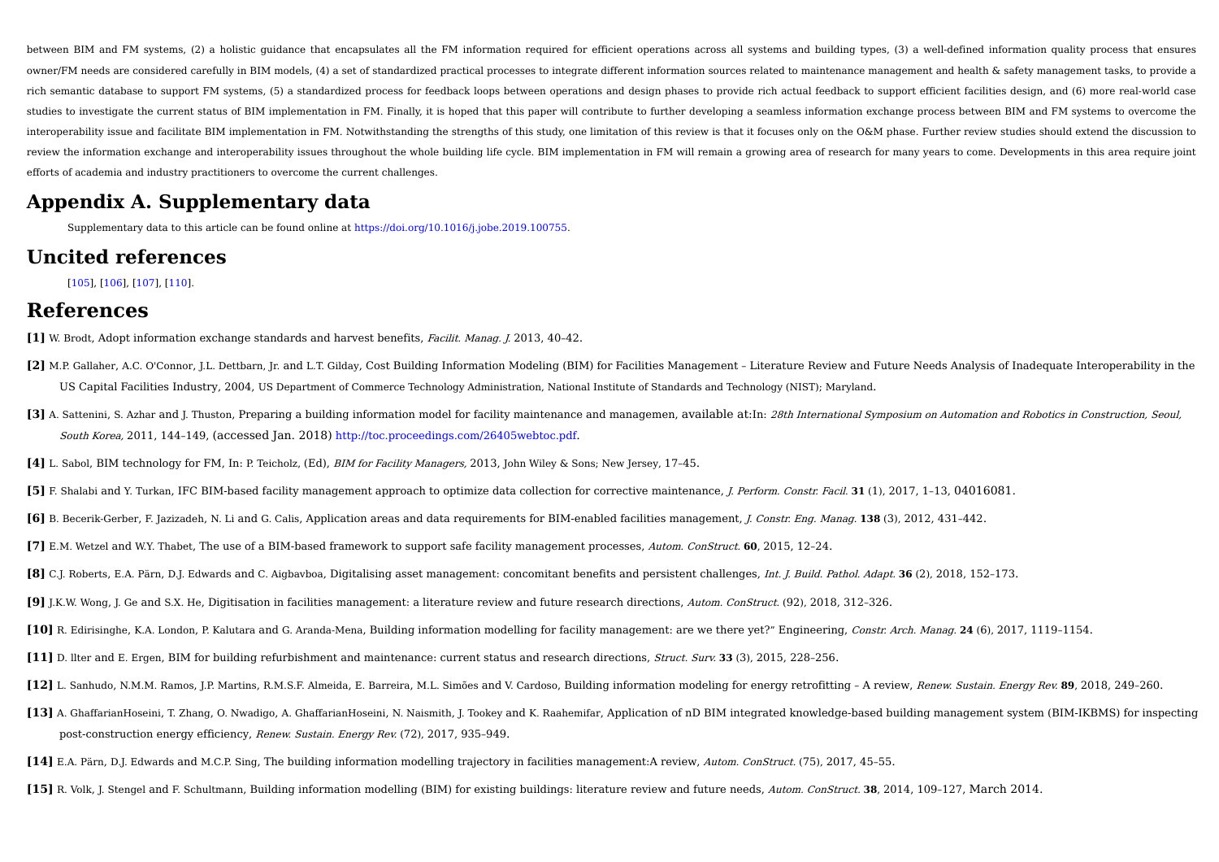between BIM and FM systems, (2) a holistic guidance that encapsulates all the FM information required for efficient operations across all systems and building types, (3) a well-defined information quality process that ensures owner/FM needs are considered carefully in BIM models, (4) a set of standardized practical processes to integrate different information sources related to maintenance management and health & safety management tasks, to provide a rich semantic database to support FM systems, (5) a standardized process for feedback loops between operations and design phases to provide rich actual feedback to support efficient facilities design, and (6) more real-world case studies to investigate the current status of BIM implementation in FM. Finally, it is hoped that this paper will contribute to further developing a seamless information exchange process between BIM and FM systems to overcome the interoperability issue and facilitate BIM implementation in FM. Notwithstanding the strengths of this study, one limitation of this review is that it focuses only on the O&M phase. Further review studies should extend the discussion to review the information exchange and interoperability issues throughout the whole building life cycle. BIM implementation in FM will remain a growing area of research for many years to come. Developments in this area require joint efforts of academia and industry practitioners to overcome the current challenges.

## Appendix A. Supplementary data

Supplementary data to this article can be found online at https://doi.org/10.1016/j.jobe.2019.100755.

## Uncited references

[105], [106], [107], [110].

## References

**[1]** W. Brodt, Adopt information exchange standards and harvest benefits, *Facilit. Manag. J.* 2013, 40–42.

**[2]** M.P. Gallaher, A.C. O'Connor, J.L. Dettbarn, Jr. and L.T. Gilday, Cost Building Information Modeling (BIM) for Facilities Management – Literature Review and Future Needs Analysis of Inadequate Interoperability in the US Capital Facilities Industry, 2004, US Department of Commerce Technology Administration, National Institute of Standards and Technology (NIST); Maryland.

**[3]** A. Sattenini, S. Azhar and J. Thuston, Preparing a building information model for facility maintenance and managemen, available at:In: *28th International Symposium on Automation and Robotics in Construction, Seoul, South Korea,* 2011, 144–149, (accessed Jan. 2018) http://toc.proceedings.com/26405webtoc.pdf.

**[4]** L. Sabol, BIM technology for FM, In: P. Teicholz, (Ed), *BIM for Facility Managers,* 2013, John Wiley & Sons; New Jersey, 17–45.

**[5]** F. Shalabi and Y. Turkan, IFC BIM-based facility management approach to optimize data collection for corrective maintenance, *J. Perform. Constr. Facil.* **31** (1), 2017, 1–13, 04016081.

**[6]** B. Becerik-Gerber, F. Jazizadeh, N. Li and G. Calis, Application areas and data requirements for BIM-enabled facilities management, *J. Constr. Eng. Manag.* **138** (3), 2012, 431–442.

**[7]** E.M. Wetzel and W.Y. Thabet, The use of a BIM-based framework to support safe facility management processes, *Autom. ConStruct.* **60**, 2015, 12–24.

**[8]** C.J. Roberts, E.A. Pärn, D.J. Edwards and C. Aigbavboa, Digitalising asset management: concomitant benefits and persistent challenges, *Int. J. Build. Pathol. Adapt.* **36** (2), 2018, 152–173.

**[9]** J.K.W. Wong, J. Ge and S.X. He, Digitisation in facilities management: a literature review and future research directions, *Autom. ConStruct.* (92), 2018, 312–326.

**[10]** R. Edirisinghe, K.A. London, P. Kalutara and G. Aranda-Mena, Building information modelling for facility management: are we there yet?" Engineering, *Constr. Arch. Manag.* **24** (6), 2017, 1119–1154.

**[11]** D. llter and E. Ergen, BIM for building refurbishment and maintenance: current status and research directions, *Struct. Surv.* **33** (3), 2015, 228–256.

**[12]** L. Sanhudo, N.M.M. Ramos, J.P. Martins, R.M.S.F. Almeida, E. Barreira, M.L. Simões and V. Cardoso, Building information modeling for energy retrofitting – A review, *Renew. Sustain. Energy Rev.* **89**, 2018, 249–260.

**[13]** A. GhaffarianHoseini, T. Zhang, O. Nwadigo, A. GhaffarianHoseini, N. Naismith, J. Tookey and K. Raahemifar, Application of nD BIM integrated knowledge-based building management system (BIM-IKBMS) for inspecting post-construction energy efficiency, *Renew. Sustain. Energy Rev.* (72), 2017, 935–949.

**[14]** E.A. Pärn, D.J. Edwards and M.C.P. Sing, The building information modelling trajectory in facilities management:A review, *Autom. ConStruct.* (75), 2017, 45–55.

**[15]** R. Volk, J. Stengel and F. Schultmann, Building information modelling (BIM) for existing buildings: literature review and future needs, *Autom. ConStruct.* **38**, 2014, 109–127, March 2014.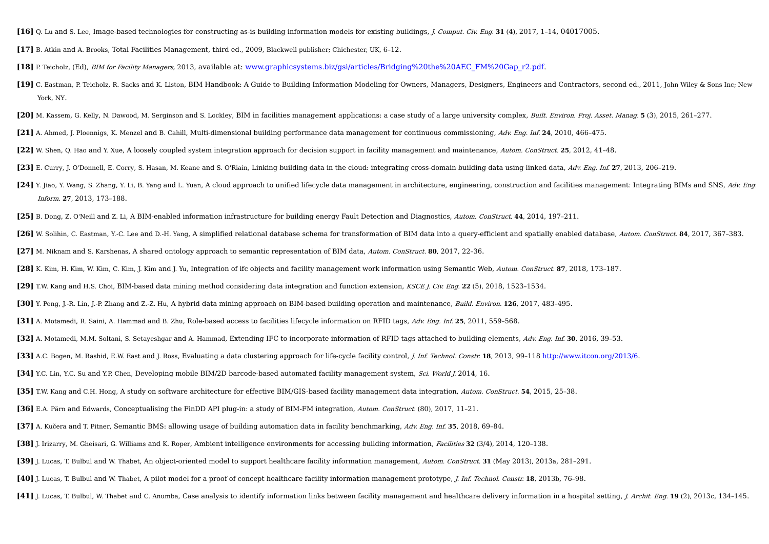**[16]** Q. Lu and S. Lee, Image-based technologies for constructing as-is building information models for existing buildings, *J. Comput. Civ. Eng.* **31** (4), 2017, 1–14, 04017005.

**[17]** B. Atkin and A. Brooks, Total Facilities Management, third ed., 2009, Blackwell publisher; Chichester, UK, 6–12.

**[18]** P. Teicholz, (Ed), *BIM for Facility Managers,* 2013, available at: www.graphicsystems.biz/gsi/articles/Bridging%20the%20AEC_FM%20Gap_r2.pdf.

**[19]** C. Eastman, P. Teicholz, R. Sacks and K. Liston, BIM Handbook: A Guide to Building Information Modeling for Owners, Managers, Designers, Engineers and Contractors, second ed., 2011, John Wiley & Sons Inc; New York, NY.

**[20]** M. Kassem, G. Kelly, N. Dawood, M. Serginson and S. Lockley, BIM in facilities management applications: a case study of a large university complex, *Built. Environ. Proj. Asset. Manag.* **5** (3), 2015, 261–277.

**[21]** A. Ahmed, J. Ploennigs, K. Menzel and B. Cahill, Multi-dimensional building performance data management for continuous commissioning, *Adv. Eng. Inf.* **24**, 2010, 466–475.

**[22]** W. Shen, Q. Hao and Y. Xue, A loosely coupled system integration approach for decision support in facility management and maintenance, *Autom. ConStruct.* **25**, 2012, 41–48.

**[23]** E. Curry, J. O'Donnell, E. Corry, S. Hasan, M. Keane and S. O'Riain, Linking building data in the cloud: integrating cross-domain building data using linked data, *Adv. Eng. Inf.* **27**, 2013, 206–219.

**[24]** Y. Jiao, Y. Wang, S. Zhang, Y. Li, B. Yang and L. Yuan, A cloud approach to unified lifecycle data management in architecture, engineering, construction and facilities management: Integrating BIMs and SNS, *Adv. Eng. Inform.* **27**, 2013, 173–188.

**[25]** B. Dong, Z. O'Neill and Z. Li, A BIM-enabled information infrastructure for building energy Fault Detection and Diagnostics, *Autom. ConStruct.* **44**, 2014, 197–211.

**[26]** W. Solihin, C. Eastman, Y.-C. Lee and D.-H. Yang, A simplified relational database schema for transformation of BIM data into a query-efficient and spatially enabled database, *Autom. ConStruct.* **84**, 2017, 367–383.

**[27]** M. Niknam and S. Karshenas, A shared ontology approach to semantic representation of BIM data, *Autom. ConStruct.* **80**, 2017, 22–36.

**[28]** K. Kim, H. Kim, W. Kim, C. Kim, J. Kim and J. Yu, Integration of ifc objects and facility management work information using Semantic Web, *Autom. ConStruct.* **87**, 2018, 173–187.

**[29]** T.W. Kang and H.S. Choi, BIM-based data mining method considering data integration and function extension, *KSCE J. Civ. Eng.* **22** (5), 2018, 1523–1534.

**[30]** Y. Peng, J.-R. Lin, J.-P. Zhang and Z.-Z. Hu, A hybrid data mining approach on BIM-based building operation and maintenance, *Build. Environ.* **126**, 2017, 483–495.

**[31]** A. Motamedi, R. Saini, A. Hammad and B. Zhu, Role-based access to facilities lifecycle information on RFID tags, *Adv. Eng. Inf.* **25**, 2011, 559–568.

**[32]** A. Motamedi, M.M. Soltani, S. Setayeshgar and A. Hammad, Extending IFC to incorporate information of RFID tags attached to building elements, *Adv. Eng. Inf.* **30**, 2016, 39–53.

**[33]** A.C. Bogen, M. Rashid, E.W. East and J. Ross, Evaluating a data clustering approach for life-cycle facility control, *J. Inf. Technol. Constr.* **18**, 2013, 99–118 http://www.itcon.org/2013/6.

**[34]** Y.C. Lin, Y.C. Su and Y.P. Chen, Developing mobile BIM/2D barcode-based automated facility management system, *Sci. World J.* 2014, 16.

**[35]** T.W. Kang and C.H. Hong, A study on software architecture for effective BIM/GIS-based facility management data integration, *Autom. ConStruct.* **54**, 2015, 25–38.

**[36]** E.A. Pärn and Edwards, Conceptualising the FinDD API plug-in: a study of BIM-FM integration, *Autom. ConStruct.* (80), 2017, 11–21.

**[37]** A. Kučera and T. Pitner, Semantic BMS: allowing usage of building automation data in facility benchmarking, *Adv. Eng. Inf.* **35**, 2018, 69–84.

**[38]** J. Irizarry, M. Gheisari, G. Williams and K. Roper, Ambient intelligence environments for accessing building information, *Facilities* **32** (3/4), 2014, 120–138.

**[39]** J. Lucas, T. Bulbul and W. Thabet, An object-oriented model to support healthcare facility information management, *Autom. ConStruct.* **31** (May 2013), 2013a, 281–291.

**[40]** J. Lucas, T. Bulbul and W. Thabet, A pilot model for a proof of concept healthcare facility information management prototype, *J. Inf. Technol. Constr.* **18**, 2013b, 76–98.

**[41]** J. Lucas, T. Bulbul, W. Thabet and C. Anumba, Case analysis to identify information links between facility management and healthcare delivery information in a hospital setting, *J. Archit. Eng.* **19** (2), 2013c, 134–145.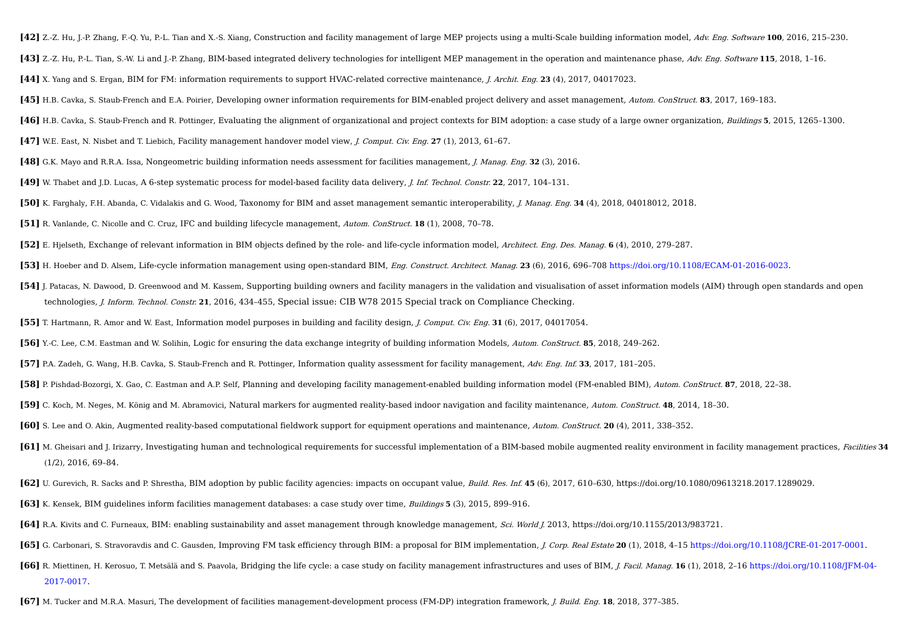**[42]** Z.-Z. Hu, J.-P. Zhang, F.-Q. Yu, P.-L. Tian and X.-S. Xiang, Construction and facility management of large MEP projects using a multi-Scale building information model, *Adv. Eng. Software* **100**, 2016, 215–230.

**[43]** Z.-Z. Hu, P.-L. Tian, S.-W. Li and J.-P. Zhang, BIM-based integrated delivery technologies for intelligent MEP management in the operation and maintenance phase, *Adv. Eng. Software* **115**, 2018, 1–16.

**[44]** X. Yang and S. Ergan, BIM for FM: information requirements to support HVAC-related corrective maintenance, *J. Archit. Eng.* **23** (4), 2017, 04017023.

**[45]** H.B. Cavka, S. Staub-French and E.A. Poirier, Developing owner information requirements for BIM-enabled project delivery and asset management, *Autom. ConStruct.* **83**, 2017, 169–183.

**[46]** H.B. Cavka, S. Staub-French and R. Pottinger, Evaluating the alignment of organizational and project contexts for BIM adoption: a case study of a large owner organization, *Buildings* **5**, 2015, 1265–1300.

**[47]** W.E. East, N. Nisbet and T. Liebich, Facility management handover model view, *J. Comput. Civ. Eng.* **27** (1), 2013, 61–67.

**[48]** G.K. Mayo and R.R.A. Issa, Nongeometric building information needs assessment for facilities management, *J. Manag. Eng.* **32** (3), 2016.

**[49]** W. Thabet and J.D. Lucas, A 6-step systematic process for model-based facility data delivery, *J. Inf. Technol. Constr.* **22**, 2017, 104–131.

**[50]** K. Farghaly, F.H. Abanda, C. Vidalakis and G. Wood, Taxonomy for BIM and asset management semantic interoperability, *J. Manag. Eng.* **34** (4), 2018, 04018012, 2018.

**[51]** R. Vanlande, C. Nicolle and C. Cruz, IFC and building lifecycle management, *Autom. ConStruct.* **18** (1), 2008, 70–78.

**[52]** E. Hjelseth, Exchange of relevant information in BIM objects defined by the role- and life-cycle information model, *Architect. Eng. Des. Manag.* **6** (4), 2010, 279–287.

**[53]** H. Hoeber and D. Alsem, Life-cycle information management using open-standard BIM, *Eng. Construct. Architect. Manag.* **23** (6), 2016, 696–708 https://doi.org/10.1108/ECAM-01-2016-0023.

**[54]** J. Patacas, N. Dawood, D. Greenwood and M. Kassem, Supporting building owners and facility managers in the validation and visualisation of asset information models (AIM) through open standards and open technologies, *J. Inform. Technol. Constr.* **21**, 2016, 434–455, Special issue: CIB W78 2015 Special track on Compliance Checking.

**[55]** T. Hartmann, R. Amor and W. East, Information model purposes in building and facility design, *J. Comput. Civ. Eng.* **31** (6), 2017, 04017054.

**[56]** Y.-C. Lee, C.M. Eastman and W. Solihin, Logic for ensuring the data exchange integrity of building information Models, *Autom. ConStruct.* **85**, 2018, 249–262.

**[57]** P.A. Zadeh, G. Wang, H.B. Cavka, S. Staub-French and R. Pottinger, Information quality assessment for facility management, *Adv. Eng. Inf.* **33**, 2017, 181–205.

**[58]** P. Pishdad-Bozorgi, X. Gao, C. Eastman and A.P. Self, Planning and developing facility management-enabled building information model (FM-enabled BIM), *Autom. ConStruct.* **87**, 2018, 22–38.

**[59]** C. Koch, M. Neges, M. König and M. Abramovici, Natural markers for augmented reality-based indoor navigation and facility maintenance, *Autom. ConStruct.* **48**, 2014, 18–30.

**[60]** S. Lee and O. Akin, Augmented reality-based computational fieldwork support for equipment operations and maintenance, *Autom. ConStruct.* **20** (4), 2011, 338–352.

**[61]** M. Gheisari and J. Irizarry, Investigating human and technological requirements for successful implementation of a BIM-based mobile augmented reality environment in facility management practices, *Facilities* **34** (1/2), 2016, 69–84.

**[62]** U. Gurevich, R. Sacks and P. Shrestha, BIM adoption by public facility agencies: impacts on occupant value, *Build. Res. Inf.* **45** (6), 2017, 610–630, https://doi.org/10.1080/09613218.2017.1289029.

**[63]** K. Kensek, BIM guidelines inform facilities management databases: a case study over time, *Buildings* **5** (3), 2015, 899–916.

**[64]** R.A. Kivits and C. Furneaux, BIM: enabling sustainability and asset management through knowledge management, *Sci. World J.* 2013, https://doi.org/10.1155/2013/983721.

**[65]** G. Carbonari, S. Stravoravdis and C. Gausden, Improving FM task efficiency through BIM: a proposal for BIM implementation, *J. Corp. Real Estate* **20** (1), 2018, 4–15 https://doi.org/10.1108/JCRE-01-2017-0001.

**[66]** R. Miettinen, H. Kerosuo, T. Metsälä and S. Paavola, Bridging the life cycle: a case study on facility management infrastructures and uses of BIM, *J. Facil. Manag.* **16** (1), 2018, 2–16 https://doi.org/10.1108/JFM-04-2017-0017.

**[67]** M. Tucker and M.R.A. Masuri, The development of facilities management-development process (FM-DP) integration framework, *J. Build. Eng.* **18**, 2018, 377–385.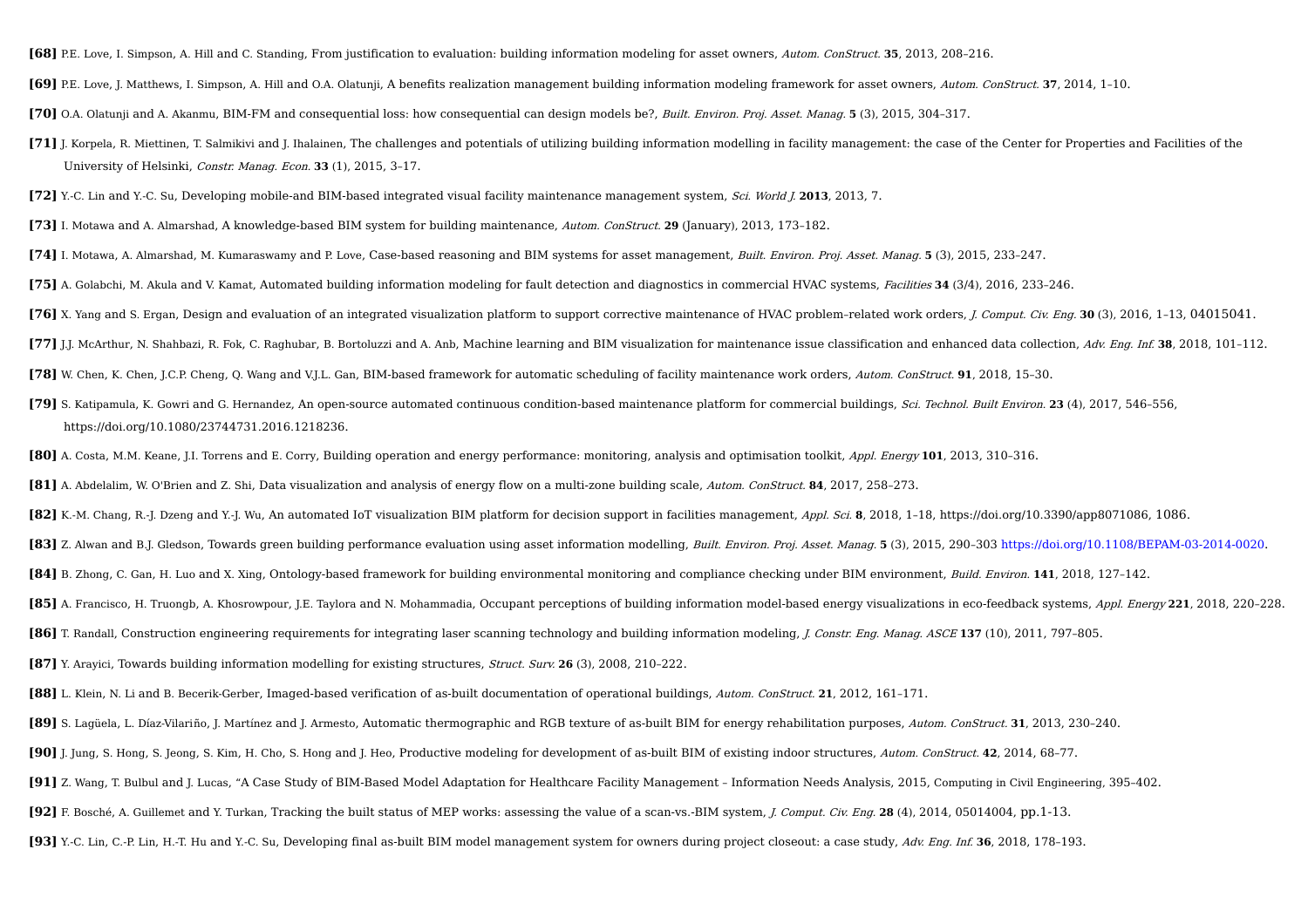**[68]** P.E. Love, I. Simpson, A. Hill and C. Standing, From justification to evaluation: building information modeling for asset owners, *Autom. ConStruct.* **35**, 2013, 208–216.

**[69]** P.E. Love, J. Matthews, I. Simpson, A. Hill and O.A. Olatunji, A benefits realization management building information modeling framework for asset owners, *Autom. ConStruct.* **37**, 2014, 1–10.

**[70]** O.A. Olatunji and A. Akanmu, BIM-FM and consequential loss: how consequential can design models be?, *Built. Environ. Proj. Asset. Manag.* **5** (3), 2015, 304–317.

**[71]** J. Korpela, R. Miettinen, T. Salmikivi and J. Ihalainen, The challenges and potentials of utilizing building information modelling in facility management: the case of the Center for Properties and Facilities of the University of Helsinki, *Constr. Manag. Econ.* **33** (1), 2015, 3–17.

**[72]** Y.-C. Lin and Y.-C. Su, Developing mobile-and BIM-based integrated visual facility maintenance management system, *Sci. World J.* **2013**, 2013, 7.

**[73]** I. Motawa and A. Almarshad, A knowledge-based BIM system for building maintenance, *Autom. ConStruct.* **29** (January), 2013, 173–182.

**[74]** I. Motawa, A. Almarshad, M. Kumaraswamy and P. Love, Case-based reasoning and BIM systems for asset management, *Built. Environ. Proj. Asset. Manag.* **5** (3), 2015, 233–247.

**[75]** A. Golabchi, M. Akula and V. Kamat, Automated building information modeling for fault detection and diagnostics in commercial HVAC systems, *Facilities* **34** (3/4), 2016, 233–246.

**[76]** X. Yang and S. Ergan, Design and evaluation of an integrated visualization platform to support corrective maintenance of HVAC problem–related work orders, *J. Comput. Civ. Eng.* **30** (3), 2016, 1–13, 04015041.

**[77]** J.J. McArthur, N. Shahbazi, R. Fok, C. Raghubar, B. Bortoluzzi and A. Anb, Machine learning and BIM visualization for maintenance issue classification and enhanced data collection, *Adv. Eng. Inf.* **38**, 2018, 101–112.

**[78]** W. Chen, K. Chen, J.C.P. Cheng, Q. Wang and V.J.L. Gan, BIM-based framework for automatic scheduling of facility maintenance work orders, *Autom. ConStruct.* **91**, 2018, 15–30.

**[79]** S. Katipamula, K. Gowri and G. Hernandez, An open-source automated continuous condition-based maintenance platform for commercial buildings, *Sci. Technol. Built Environ.* **23** (4), 2017, 546–556, https://doi.org/10.1080/23744731.2016.1218236.

**[80]** A. Costa, M.M. Keane, J.I. Torrens and E. Corry, Building operation and energy performance: monitoring, analysis and optimisation toolkit, *Appl. Energy* **101**, 2013, 310–316.

**[81]** A. Abdelalim, W. O'Brien and Z. Shi, Data visualization and analysis of energy flow on a multi-zone building scale, *Autom. ConStruct.* **84**, 2017, 258–273.

**[82]** K.-M. Chang, R.-J. Dzeng and Y.-J. Wu, An automated IoT visualization BIM platform for decision support in facilities management, *Appl. Sci.* **8**, 2018, 1–18, https://doi.org/10.3390/app8071086, 1086.

**[83]** Z. Alwan and B.J. Gledson, Towards green building performance evaluation using asset information modelling, *Built. Environ. Proj. Asset. Manag.* **5** (3), 2015, 290–303 https://doi.org/10.1108/BEPAM-03-2014-0020.

**[84]** B. Zhong, C. Gan, H. Luo and X. Xing, Ontology-based framework for building environmental monitoring and compliance checking under BIM environment, *Build. Environ.* **141**, 2018, 127–142.

**[85]** A. Francisco, H. Truongb, A. Khosrowpour, J.E. Taylora and N. Mohammadia, Occupant perceptions of building information model-based energy visualizations in eco-feedback systems, *Appl. Energy* **221**, 2018, 220–228.

**[86]** T. Randall, Construction engineering requirements for integrating laser scanning technology and building information modeling, *J. Constr. Eng. Manag. ASCE* **137** (10), 2011, 797–805.

**[87]** Y. Arayici, Towards building information modelling for existing structures, *Struct. Surv.* **26** (3), 2008, 210–222.

**[88]** L. Klein, N. Li and B. Becerik-Gerber, Imaged-based verification of as-built documentation of operational buildings, *Autom. ConStruct.* **21**, 2012, 161–171.

**[89]** S. Lagüela, L. Díaz-Vilariño, J. Martínez and J. Armesto, Automatic thermographic and RGB texture of as-built BIM for energy rehabilitation purposes, *Autom. ConStruct.* **31**, 2013, 230–240.

**[90]** J. Jung, S. Hong, S. Jeong, S. Kim, H. Cho, S. Hong and J. Heo, Productive modeling for development of as-built BIM of existing indoor structures, *Autom. ConStruct.* **42**, 2014, 68–77.

**[91]** Z. Wang, T. Bulbul and J. Lucas, "A Case Study of BIM-Based Model Adaptation for Healthcare Facility Management – Information Needs Analysis, 2015, Computing in Civil Engineering, 395–402.

**[92]** F. Bosché, A. Guillemet and Y. Turkan, Tracking the built status of MEP works: assessing the value of a scan-vs.-BIM system, *J. Comput. Civ. Eng.* **28** (4), 2014, 05014004, pp.1-13.

**[93]** Y.-C. Lin, C.-P. Lin, H.-T. Hu and Y.-C. Su, Developing final as-built BIM model management system for owners during project closeout: a case study, *Adv. Eng. Inf.* **36**, 2018, 178–193.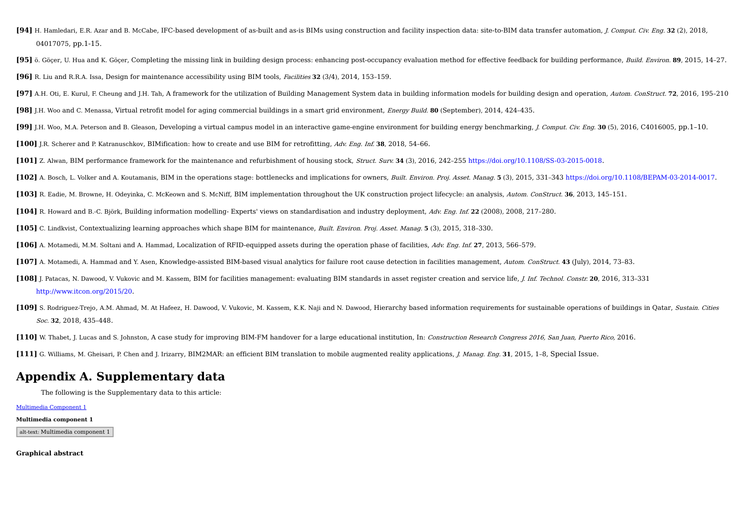**[94]** H. Hamledari, E.R. Azar and B. McCabe, IFC-based development of as-built and as-is BIMs using construction and facility inspection data: site-to-BIM data transfer automation, *J. Comput. Civ. Eng.* **32** (2), 2018, 04017075, pp.1-15.

**[95]** ö. Göçer, U. Hua and K. Göçer, Completing the missing link in building design process: enhancing post-occupancy evaluation method for effective feedback for building performance, *Build. Environ.* **89**, 2015, 14–27.

**[96]** R. Liu and R.R.A. Issa, Design for maintenance accessibility using BIM tools, *Facilities* **32** (3/4), 2014, 153–159.

**[97]** A.H. Oti, E. Kurul, F. Cheung and J.H. Tah, A framework for the utilization of Building Management System data in building information models for building design and operation, *Autom. ConStruct.* **72**, 2016, 195–210

**[98]** J.H. Woo and C. Menassa, Virtual retrofit model for aging commercial buildings in a smart grid environment, *Energy Build.* **80** (September), 2014, 424–435.

**[99]** J.H. Woo, M.A. Peterson and B. Gleason, Developing a virtual campus model in an interactive game-engine environment for building energy benchmarking, *J. Comput. Civ. Eng.* **30** (5), 2016, C4016005, pp.1–10.

**[100]** J.R. Scherer and P. Katranuschkov, BIMification: how to create and use BIM for retrofitting, *Adv. Eng. Inf.* **38**, 2018, 54–66.

**[101]** Z. Alwan, BIM performance framework for the maintenance and refurbishment of housing stock, *Struct. Surv.* **34** (3), 2016, 242–255 https://doi.org/10.1108/SS-03-2015-0018.

**[102]** A. Bosch, L. Volker and A. Koutamanis, BIM in the operations stage: bottlenecks and implications for owners, *Built. Environ. Proj. Asset. Manag.* **5** (3), 2015, 331–343 https://doi.org/10.1108/BEPAM-03-2014-0017.

**[103]** R. Eadie, M. Browne, H. Odeyinka, C. McKeown and S. McNiff, BIM implementation throughout the UK construction project lifecycle: an analysis, *Autom. ConStruct.* **36**, 2013, 145–151.

**[104]** R. Howard and B.-C. Björk, Building information modelling- Experts' views on standardisation and industry deployment, *Adv. Eng. Inf.* **22** (2008), 2008, 217–280.

**[105]** C. Lindkvist, Contextualizing learning approaches which shape BIM for maintenance, *Built. Environ. Proj. Asset. Manag.* **5** (3), 2015, 318–330.

**[106]** A. Motamedi, M.M. Soltani and A. Hammad, Localization of RFID-equipped assets during the operation phase of facilities, *Adv. Eng. Inf.* **27**, 2013, 566–579.

**[107]** A. Motamedi, A. Hammad and Y. Asen, Knowledge-assisted BIM-based visual analytics for failure root cause detection in facilities management, *Autom. ConStruct.* **43** (July), 2014, 73–83.

**[108]** J. Patacas, N. Dawood, V. Vukovic and M. Kassem, BIM for facilities management: evaluating BIM standards in asset register creation and service life, *J. Inf. Technol. Constr.* **20**, 2016, 313–331 http://www.itcon.org/2015/20.

**[109]** S. Rodriguez-Trejo, A.M. Ahmad, M. At Hafeez, H. Dawood, V. Vukovic, M. Kassem, K.K. Naji and N. Dawood, Hierarchy based information requirements for sustainable operations of buildings in Qatar, *Sustain. Cities Soc.* **32**, 2018, 435–448.

**[110]** W. Thabet, J. Lucas and S. Johnston, A case study for improving BIM-FM handover for a large educational institution, In: *Construction Research Congress 2016, San Juan, Puerto Rico,* 2016.

**[111]** G. Williams, M. Gheisari, P. Chen and J. Irizarry, BIM2MAR: an efficient BIM translation to mobile augmented reality applications, *J. Manag. Eng.* **31**, 2015, 1–8, Special Issue.

# Appendix A. Supplementary data

The following is the Supplementary data to this article:

Multimedia Component 1

**Multimedia component 1**

alt-text: Multimedia component 1

**Graphical abstract**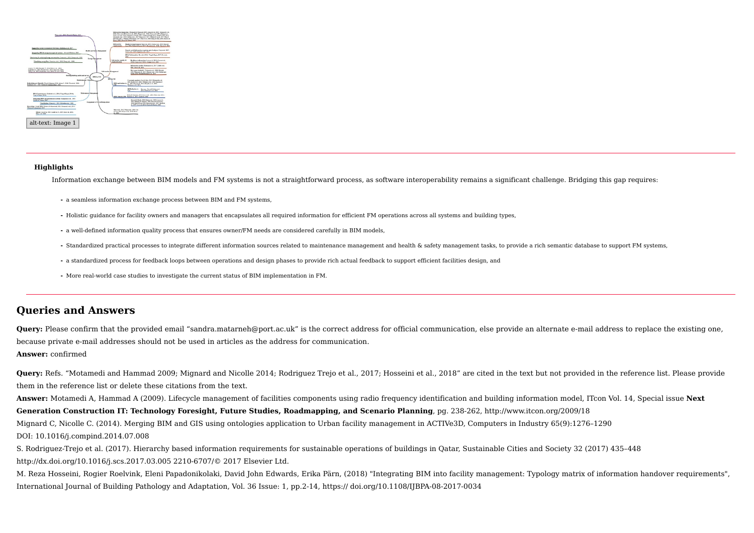alt-text: Image 1

**Highlights**

Information exchange between BIM models and FM systems is not a straightforward process, as software interoperability remains a significant challenge. Bridging this gap requires:

- a seamless information exchange process between BIM and FM systems,
- Holistic guidance for facility owners and managers that encapsulates all required information for efficient FM operations across all systems and building types,
- a well-defined information quality process that ensures owner/FM needs are considered carefully in BIM models,
- Standardized practical processes to integrate different information sources related to maintenance management and health & safety management tasks, to provide a rich semantic database to support FM systems,
- a standardized process for feedback loops between operations and design phases to provide rich actual feedback to support efficient facilities design, and
- More real-world case studies to investigate the current status of BIM implementation in FM.

## Queries and Answers

**Query:** Please confirm that the provided email "sandra.matarneh@port.ac.uk" is the correct address for official communication, else provide an alternate e-mail address to replace the existing one, because private e-mail addresses should not be used in articles as the address for communication.

**Answer:** confirmed

**Query:** Refs. "Motamedi and Hammad 2009; Mignard and Nicolle 2014; Rodriguez Trejo et al., 2017; Hosseini et al., 2018" are cited in the text but not provided in the reference list. Please provide them in the reference list or delete these citations from the text.

**Answer:** Motamedi A, Hammad A (2009). Lifecycle management of facilities components using radio frequency identification and building information model, ITcon Vol. 14, Special issue **Next Generation Construction IT: Technology Foresight, Future Studies, Roadmapping, and Scenario Planning**, pg. 238-262, http://www.itcon.org/2009/18

Mignard C, Nicolle C. (2014). Merging BIM and GIS using ontologies application to Urban facility management in ACTIVe3D, Computers in Industry 65(9):1276–1290
DOI: 10.1016/j.compind.2014.07.008

S. Rodriguez-Trejo et al. (2017). Hierarchy based information requirements for sustainable operations of buildings in Qatar, Sustainable Cities and Society 32 (2017) 435–448
http://dx.doi.org/10.1016/j.scs.2017.03.005 2210-6707/© 2017 Elsevier Ltd.

M. Reza Hosseini, Rogier Roelvink, Eleni Papadonikolaki, David John Edwards, Erika Pärn, (2018) "Integrating BIM into facility management: Typology matrix of information handover requirements", International Journal of Building Pathology and Adaptation, Vol. 36 Issue: 1, pp.2-14, https:// doi.org/10.1108/IJBPA-08-2017-0034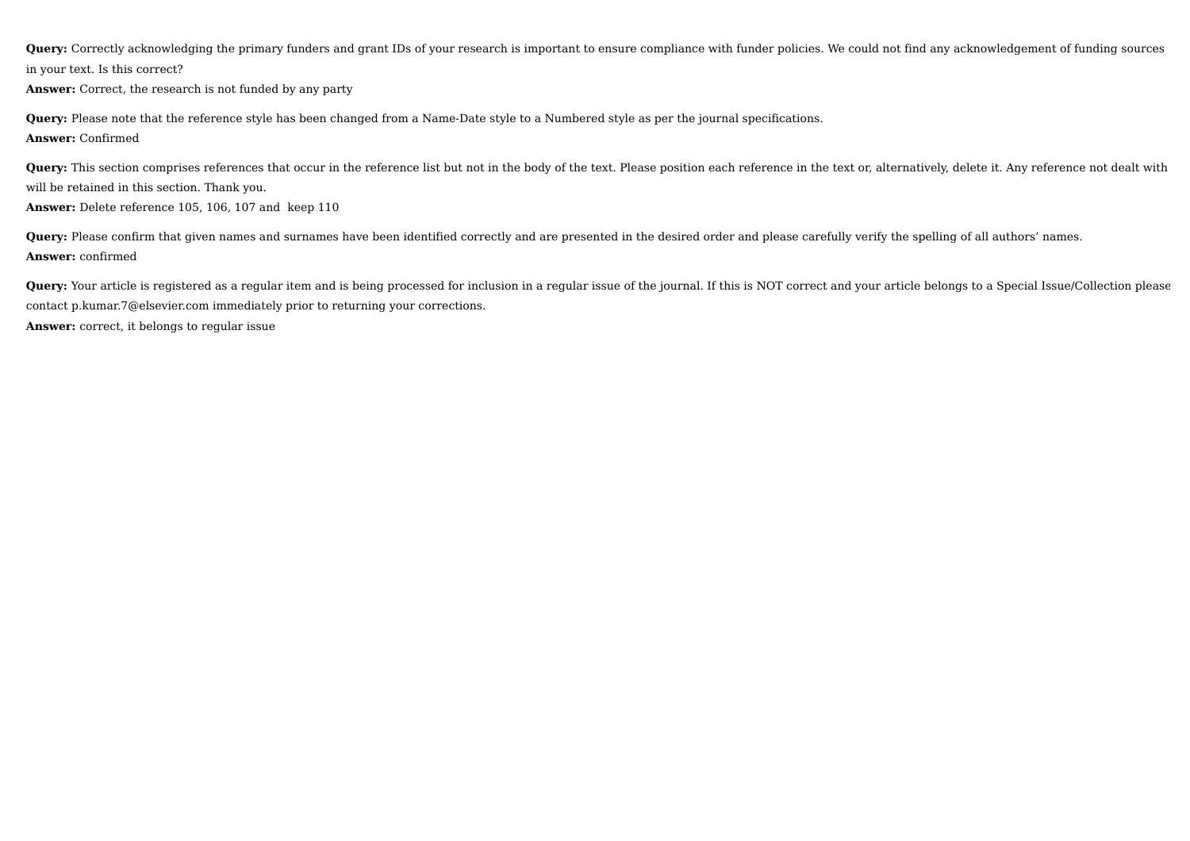**Query:** Correctly acknowledging the primary funders and grant IDs of your research is important to ensure compliance with funder policies. We could not find any acknowledgement of funding sources in your text. Is this correct?

**Answer:** Correct, the research is not funded by any party

**Query:** Please note that the reference style has been changed from a Name-Date style to a Numbered style as per the journal specifications.

**Answer:** Confirmed

**Query:** This section comprises references that occur in the reference list but not in the body of the text. Please position each reference in the text or, alternatively, delete it. Any reference not dealt with will be retained in this section. Thank you.

**Answer:** Delete reference 105, 106, 107 and keep 110

**Query:** Please confirm that given names and surnames have been identified correctly and are presented in the desired order and please carefully verify the spelling of all authors' names.

**Answer:** confirmed

**Query:** Your article is registered as a regular item and is being processed for inclusion in a regular issue of the journal. If this is NOT correct and your article belongs to a Special Issue/Collection please contact p.kumar.7@elsevier.com immediately prior to returning your corrections.

**Answer:** correct, it belongs to regular issue